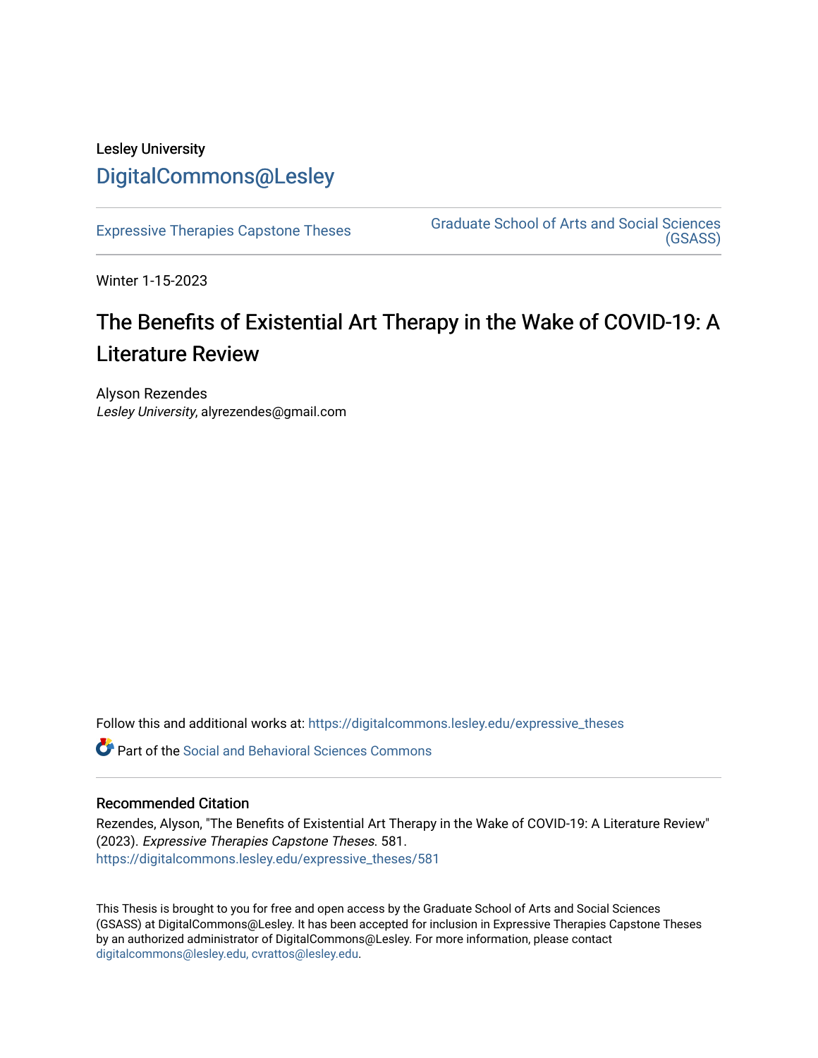Lesley University

DigitalCommons@Lesley

Expressive Therapies Capstone Theses

Graduate School of Arts and Social Sciences (GSASS)

Winter 1-15-2023

# The Benefits of Existential Art Therapy in the Wake of COVID-19: A Literature Review

Alyson Rezendes
*Lesley University*, alyrezendes@gmail.com

Follow this and additional works at: https://digitalcommons.lesley.edu/expressive_theses

Part of the Social and Behavioral Sciences Commons

## Recommended Citation

Rezendes, Alyson, "The Benefits of Existential Art Therapy in the Wake of COVID-19: A Literature Review" (2023). *Expressive Therapies Capstone Theses*. 581.
https://digitalcommons.lesley.edu/expressive_theses/581

This Thesis is brought to you for free and open access by the Graduate School of Arts and Social Sciences (GSASS) at DigitalCommons@Lesley. It has been accepted for inclusion in Expressive Therapies Capstone Theses by an authorized administrator of DigitalCommons@Lesley. For more information, please contact digitalcommons@lesley.edu, cvrattos@lesley.edu.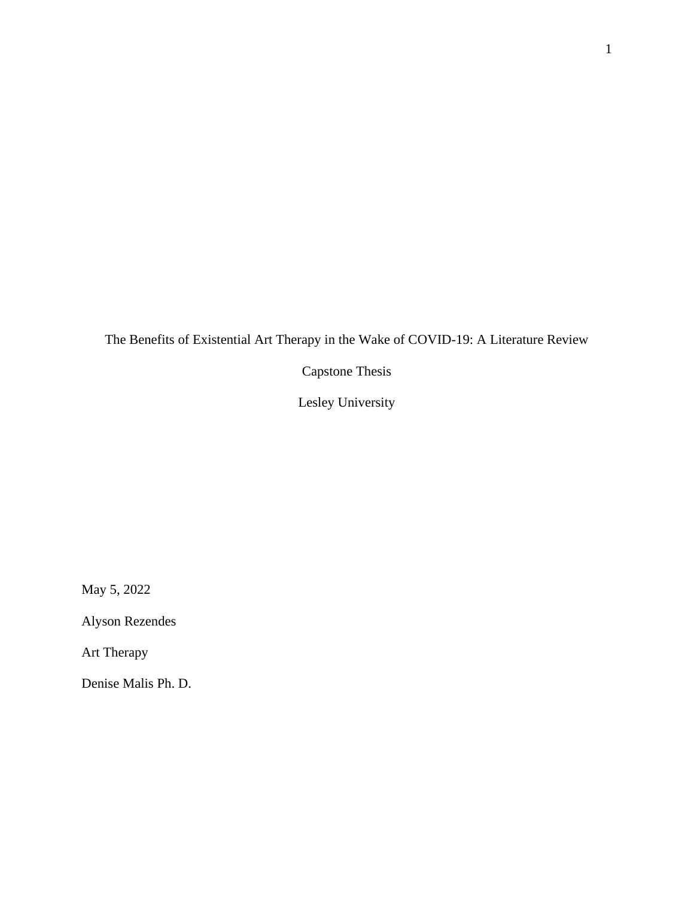The Benefits of Existential Art Therapy in the Wake of COVID-19: A Literature Review

Capstone Thesis

Lesley University

May 5, 2022

Alyson Rezendes

Art Therapy

Denise Malis Ph. D.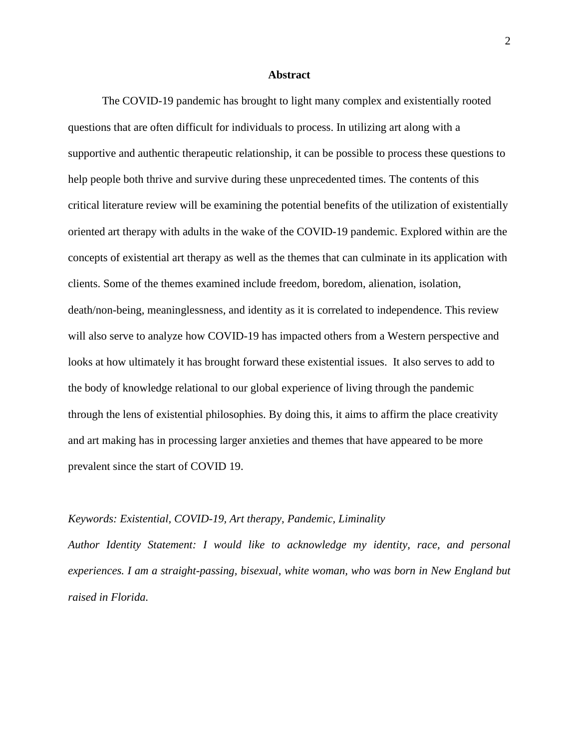# Abstract

The COVID-19 pandemic has brought to light many complex and existentially rooted questions that are often difficult for individuals to process. In utilizing art along with a supportive and authentic therapeutic relationship, it can be possible to process these questions to help people both thrive and survive during these unprecedented times. The contents of this critical literature review will be examining the potential benefits of the utilization of existentially oriented art therapy with adults in the wake of the COVID-19 pandemic. Explored within are the concepts of existential art therapy as well as the themes that can culminate in its application with clients. Some of the themes examined include freedom, boredom, alienation, isolation, death/non-being, meaninglessness, and identity as it is correlated to independence. This review will also serve to analyze how COVID-19 has impacted others from a Western perspective and looks at how ultimately it has brought forward these existential issues. It also serves to add to the body of knowledge relational to our global experience of living through the pandemic through the lens of existential philosophies. By doing this, it aims to affirm the place creativity and art making has in processing larger anxieties and themes that have appeared to be more prevalent since the start of COVID 19.

*Keywords: Existential, COVID-19, Art therapy, Pandemic, Liminality*

*Author Identity Statement: I would like to acknowledge my identity, race, and personal experiences. I am a straight-passing, bisexual, white woman, who was born in New England but raised in Florida.*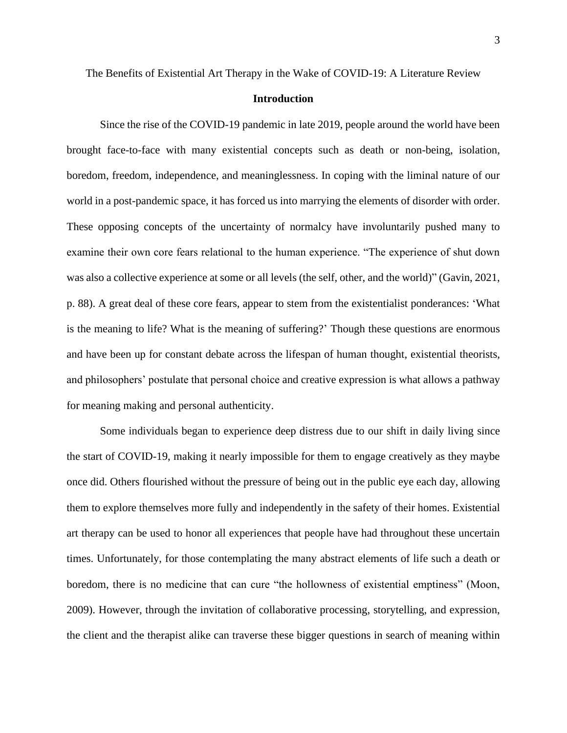The Benefits of Existential Art Therapy in the Wake of COVID-19: A Literature Review

## Introduction

Since the rise of the COVID-19 pandemic in late 2019, people around the world have been brought face-to-face with many existential concepts such as death or non-being, isolation, boredom, freedom, independence, and meaninglessness. In coping with the liminal nature of our world in a post-pandemic space, it has forced us into marrying the elements of disorder with order. These opposing concepts of the uncertainty of normalcy have involuntarily pushed many to examine their own core fears relational to the human experience. "The experience of shut down was also a collective experience at some or all levels (the self, other, and the world)" (Gavin, 2021, p. 88). A great deal of these core fears, appear to stem from the existentialist ponderances: 'What is the meaning to life? What is the meaning of suffering?' Though these questions are enormous and have been up for constant debate across the lifespan of human thought, existential theorists, and philosophers' postulate that personal choice and creative expression is what allows a pathway for meaning making and personal authenticity.

Some individuals began to experience deep distress due to our shift in daily living since the start of COVID-19, making it nearly impossible for them to engage creatively as they maybe once did. Others flourished without the pressure of being out in the public eye each day, allowing them to explore themselves more fully and independently in the safety of their homes. Existential art therapy can be used to honor all experiences that people have had throughout these uncertain times. Unfortunately, for those contemplating the many abstract elements of life such a death or boredom, there is no medicine that can cure "the hollowness of existential emptiness" (Moon, 2009). However, through the invitation of collaborative processing, storytelling, and expression, the client and the therapist alike can traverse these bigger questions in search of meaning within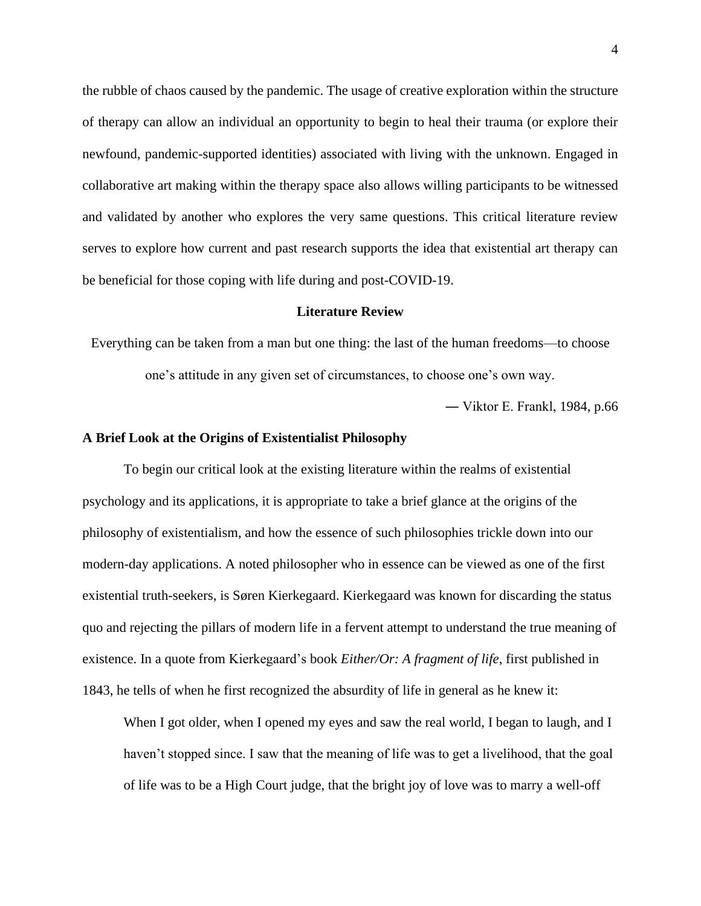the rubble of chaos caused by the pandemic. The usage of creative exploration within the structure of therapy can allow an individual an opportunity to begin to heal their trauma (or explore their newfound, pandemic-supported identities) associated with living with the unknown. Engaged in collaborative art making within the therapy space also allows willing participants to be witnessed and validated by another who explores the very same questions. This critical literature review serves to explore how current and past research supports the idea that existential art therapy can be beneficial for those coping with life during and post-COVID-19.

## Literature Review

Everything can be taken from a man but one thing: the last of the human freedoms—to choose one's attitude in any given set of circumstances, to choose one's own way.

― Viktor E. Frankl, 1984, p.66

### A Brief Look at the Origins of Existentialist Philosophy

To begin our critical look at the existing literature within the realms of existential psychology and its applications, it is appropriate to take a brief glance at the origins of the philosophy of existentialism, and how the essence of such philosophies trickle down into our modern-day applications. A noted philosopher who in essence can be viewed as one of the first existential truth-seekers, is Søren Kierkegaard. Kierkegaard was known for discarding the status quo and rejecting the pillars of modern life in a fervent attempt to understand the true meaning of existence. In a quote from Kierkegaard's book *Either/Or: A fragment of life*, first published in 1843, he tells of when he first recognized the absurdity of life in general as he knew it:

> When I got older, when I opened my eyes and saw the real world, I began to laugh, and I haven't stopped since. I saw that the meaning of life was to get a livelihood, that the goal of life was to be a High Court judge, that the bright joy of love was to marry a well-off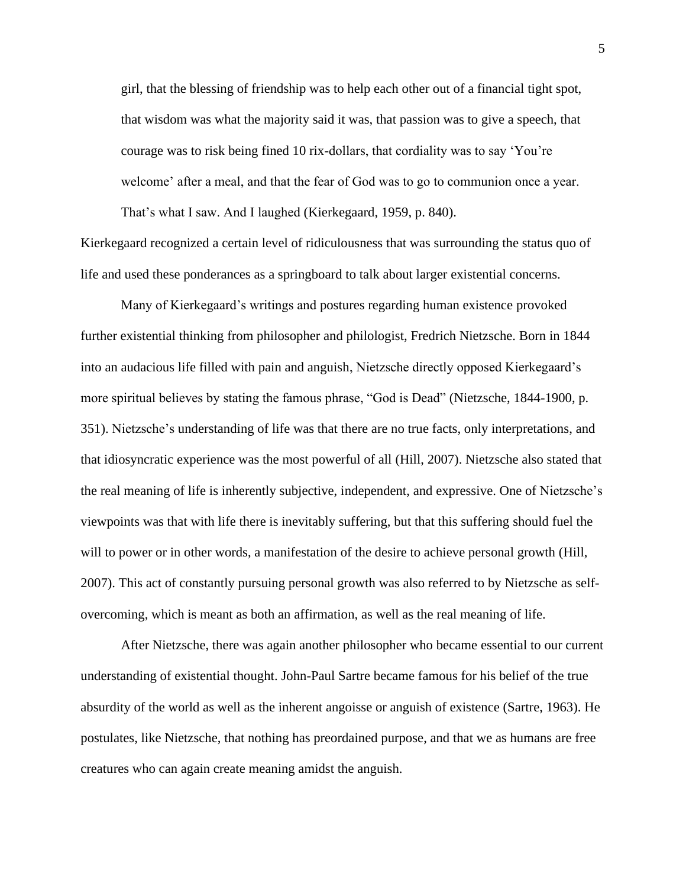> girl, that the blessing of friendship was to help each other out of a financial tight spot, that wisdom was what the majority said it was, that passion was to give a speech, that courage was to risk being fined 10 rix-dollars, that cordiality was to say 'You're welcome' after a meal, and that the fear of God was to go to communion once a year. That's what I saw. And I laughed (Kierkegaard, 1959, p. 840).

Kierkegaard recognized a certain level of ridiculousness that was surrounding the status quo of life and used these ponderances as a springboard to talk about larger existential concerns.

Many of Kierkegaard's writings and postures regarding human existence provoked further existential thinking from philosopher and philologist, Fredrich Nietzsche. Born in 1844 into an audacious life filled with pain and anguish, Nietzsche directly opposed Kierkegaard's more spiritual believes by stating the famous phrase, "God is Dead" (Nietzsche, 1844-1900, p. 351). Nietzsche's understanding of life was that there are no true facts, only interpretations, and that idiosyncratic experience was the most powerful of all (Hill, 2007). Nietzsche also stated that the real meaning of life is inherently subjective, independent, and expressive. One of Nietzsche's viewpoints was that with life there is inevitably suffering, but that this suffering should fuel the will to power or in other words, a manifestation of the desire to achieve personal growth (Hill, 2007). This act of constantly pursuing personal growth was also referred to by Nietzsche as self-overcoming, which is meant as both an affirmation, as well as the real meaning of life.

After Nietzsche, there was again another philosopher who became essential to our current understanding of existential thought. John-Paul Sartre became famous for his belief of the true absurdity of the world as well as the inherent angoisse or anguish of existence (Sartre, 1963). He postulates, like Nietzsche, that nothing has preordained purpose, and that we as humans are free creatures who can again create meaning amidst the anguish.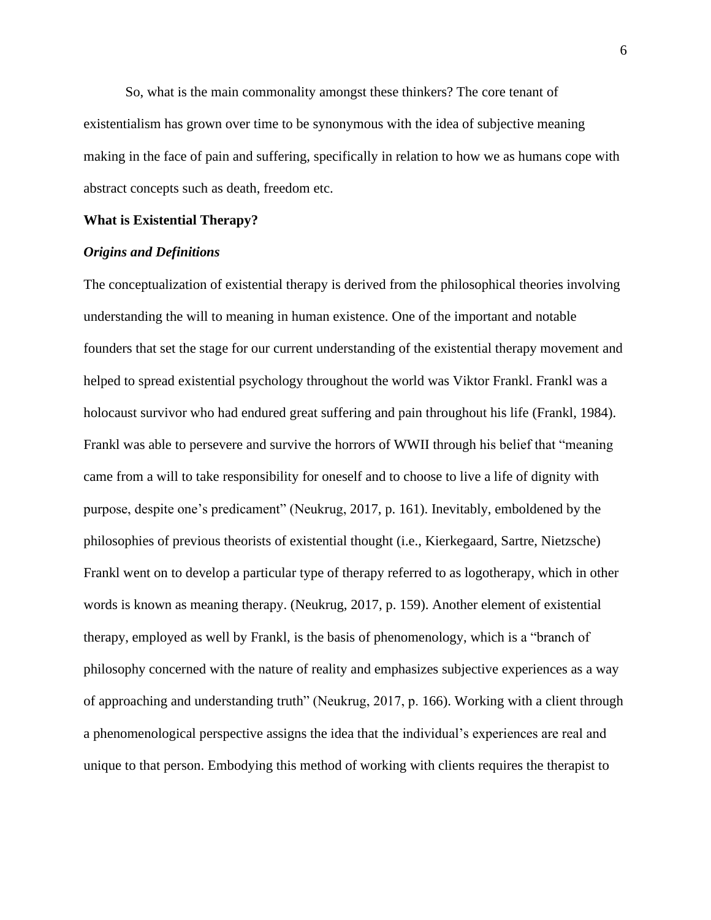So, what is the main commonality amongst these thinkers? The core tenant of existentialism has grown over time to be synonymous with the idea of subjective meaning making in the face of pain and suffering, specifically in relation to how we as humans cope with abstract concepts such as death, freedom etc.

## What is Existential Therapy?

### *Origins and Definitions*

The conceptualization of existential therapy is derived from the philosophical theories involving understanding the will to meaning in human existence. One of the important and notable founders that set the stage for our current understanding of the existential therapy movement and helped to spread existential psychology throughout the world was Viktor Frankl. Frankl was a holocaust survivor who had endured great suffering and pain throughout his life (Frankl, 1984). Frankl was able to persevere and survive the horrors of WWII through his belief that "meaning came from a will to take responsibility for oneself and to choose to live a life of dignity with purpose, despite one's predicament" (Neukrug, 2017, p. 161). Inevitably, emboldened by the philosophies of previous theorists of existential thought (i.e., Kierkegaard, Sartre, Nietzsche) Frankl went on to develop a particular type of therapy referred to as logotherapy, which in other words is known as meaning therapy. (Neukrug, 2017, p. 159). Another element of existential therapy, employed as well by Frankl, is the basis of phenomenology, which is a "branch of philosophy concerned with the nature of reality and emphasizes subjective experiences as a way of approaching and understanding truth" (Neukrug, 2017, p. 166). Working with a client through a phenomenological perspective assigns the idea that the individual's experiences are real and unique to that person. Embodying this method of working with clients requires the therapist to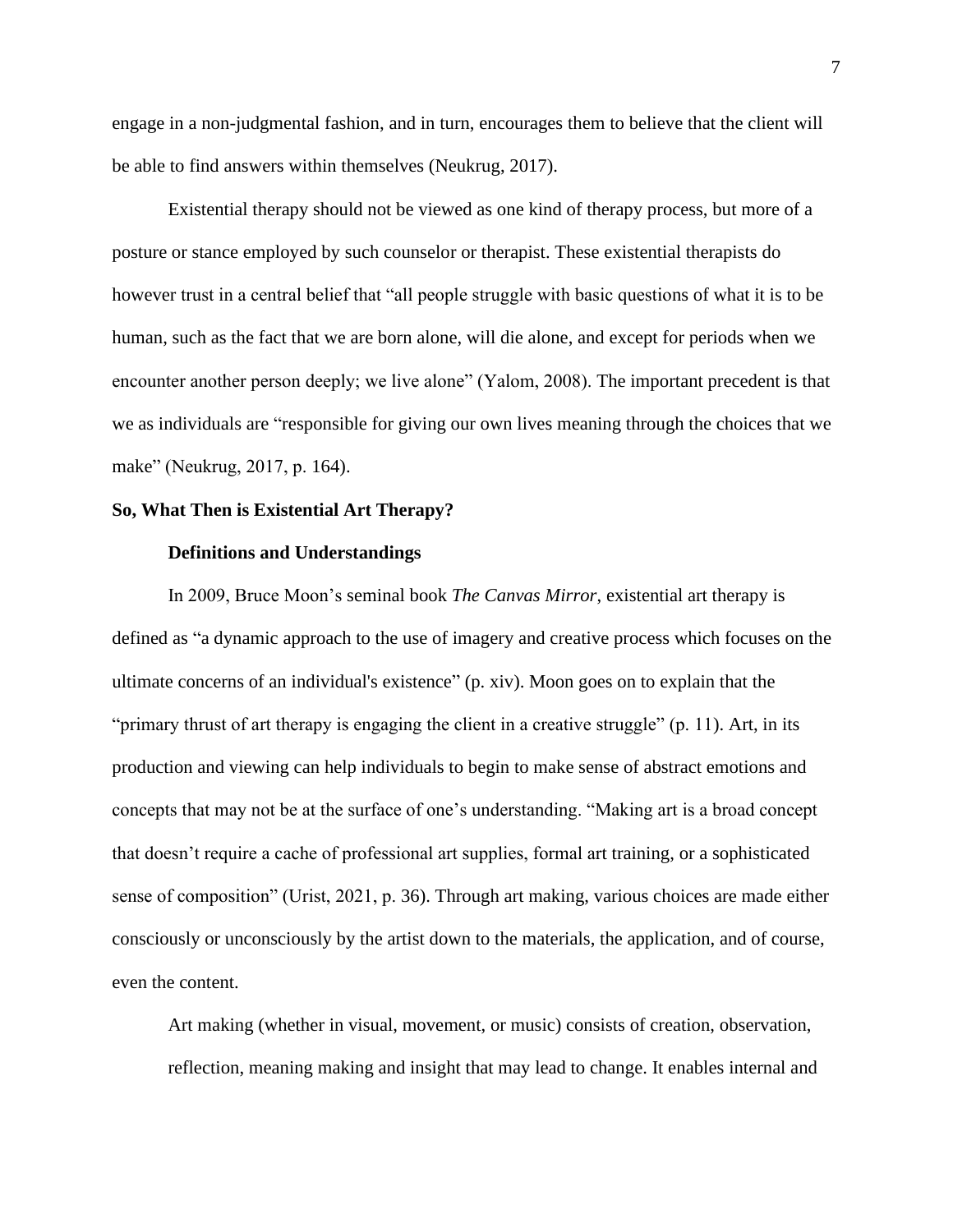engage in a non-judgmental fashion, and in turn, encourages them to believe that the client will be able to find answers within themselves (Neukrug, 2017).

Existential therapy should not be viewed as one kind of therapy process, but more of a posture or stance employed by such counselor or therapist. These existential therapists do however trust in a central belief that "all people struggle with basic questions of what it is to be human, such as the fact that we are born alone, will die alone, and except for periods when we encounter another person deeply; we live alone" (Yalom, 2008). The important precedent is that we as individuals are "responsible for giving our own lives meaning through the choices that we make" (Neukrug, 2017, p. 164).

## So, What Then is Existential Art Therapy?

### Definitions and Understandings

In 2009, Bruce Moon's seminal book *The Canvas Mirror*, existential art therapy is defined as "a dynamic approach to the use of imagery and creative process which focuses on the ultimate concerns of an individual's existence" (p. xiv). Moon goes on to explain that the "primary thrust of art therapy is engaging the client in a creative struggle" (p. 11). Art, in its production and viewing can help individuals to begin to make sense of abstract emotions and concepts that may not be at the surface of one's understanding. "Making art is a broad concept that doesn't require a cache of professional art supplies, formal art training, or a sophisticated sense of composition" (Urist, 2021, p. 36). Through art making, various choices are made either consciously or unconsciously by the artist down to the materials, the application, and of course, even the content.

> Art making (whether in visual, movement, or music) consists of creation, observation, reflection, meaning making and insight that may lead to change. It enables internal and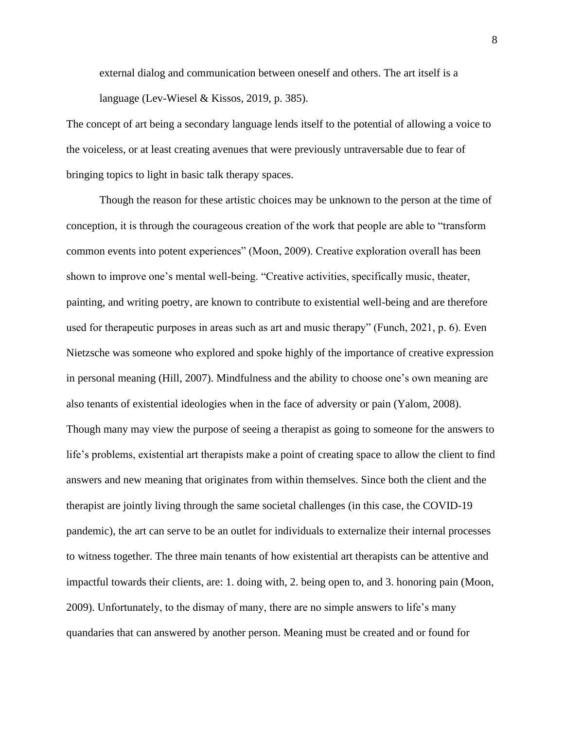> external dialog and communication between oneself and others. The art itself is a language (Lev-Wiesel & Kissos, 2019, p. 385).

The concept of art being a secondary language lends itself to the potential of allowing a voice to the voiceless, or at least creating avenues that were previously untraversable due to fear of bringing topics to light in basic talk therapy spaces.

Though the reason for these artistic choices may be unknown to the person at the time of conception, it is through the courageous creation of the work that people are able to "transform common events into potent experiences" (Moon, 2009). Creative exploration overall has been shown to improve one's mental well-being. "Creative activities, specifically music, theater, painting, and writing poetry, are known to contribute to existential well-being and are therefore used for therapeutic purposes in areas such as art and music therapy" (Funch, 2021, p. 6). Even Nietzsche was someone who explored and spoke highly of the importance of creative expression in personal meaning (Hill, 2007). Mindfulness and the ability to choose one's own meaning are also tenants of existential ideologies when in the face of adversity or pain (Yalom, 2008). Though many may view the purpose of seeing a therapist as going to someone for the answers to life's problems, existential art therapists make a point of creating space to allow the client to find answers and new meaning that originates from within themselves. Since both the client and the therapist are jointly living through the same societal challenges (in this case, the COVID-19 pandemic), the art can serve to be an outlet for individuals to externalize their internal processes to witness together. The three main tenants of how existential art therapists can be attentive and impactful towards their clients, are: 1. doing with, 2. being open to, and 3. honoring pain (Moon, 2009). Unfortunately, to the dismay of many, there are no simple answers to life's many quandaries that can answered by another person. Meaning must be created and or found for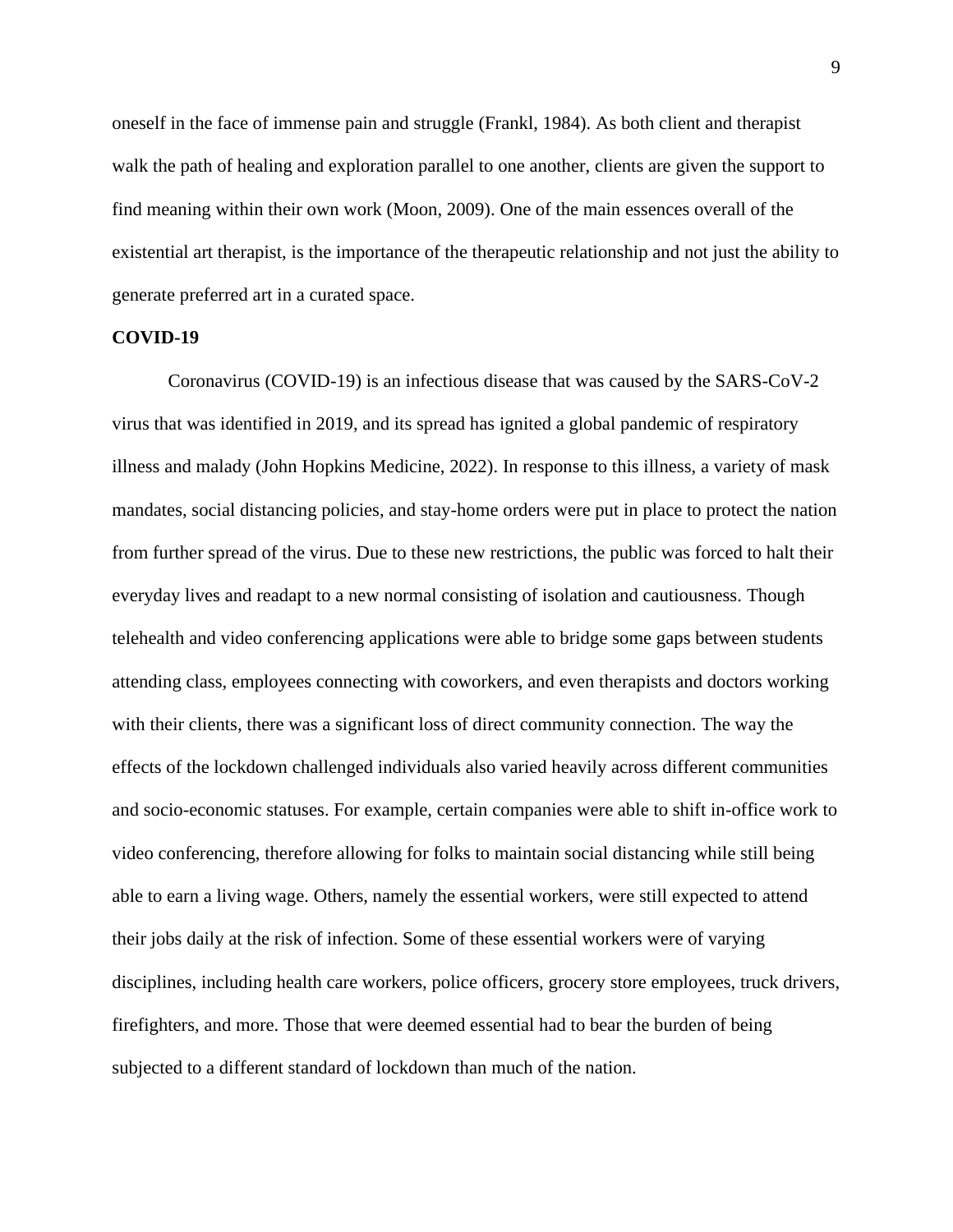oneself in the face of immense pain and struggle (Frankl, 1984). As both client and therapist walk the path of healing and exploration parallel to one another, clients are given the support to find meaning within their own work (Moon, 2009). One of the main essences overall of the existential art therapist, is the importance of the therapeutic relationship and not just the ability to generate preferred art in a curated space.

**COVID-19**

Coronavirus (COVID-19) is an infectious disease that was caused by the SARS-CoV-2 virus that was identified in 2019, and its spread has ignited a global pandemic of respiratory illness and malady (John Hopkins Medicine, 2022). In response to this illness, a variety of mask mandates, social distancing policies, and stay-home orders were put in place to protect the nation from further spread of the virus. Due to these new restrictions, the public was forced to halt their everyday lives and readapt to a new normal consisting of isolation and cautiousness. Though telehealth and video conferencing applications were able to bridge some gaps between students attending class, employees connecting with coworkers, and even therapists and doctors working with their clients, there was a significant loss of direct community connection. The way the effects of the lockdown challenged individuals also varied heavily across different communities and socio-economic statuses. For example, certain companies were able to shift in-office work to video conferencing, therefore allowing for folks to maintain social distancing while still being able to earn a living wage. Others, namely the essential workers, were still expected to attend their jobs daily at the risk of infection. Some of these essential workers were of varying disciplines, including health care workers, police officers, grocery store employees, truck drivers, firefighters, and more. Those that were deemed essential had to bear the burden of being subjected to a different standard of lockdown than much of the nation.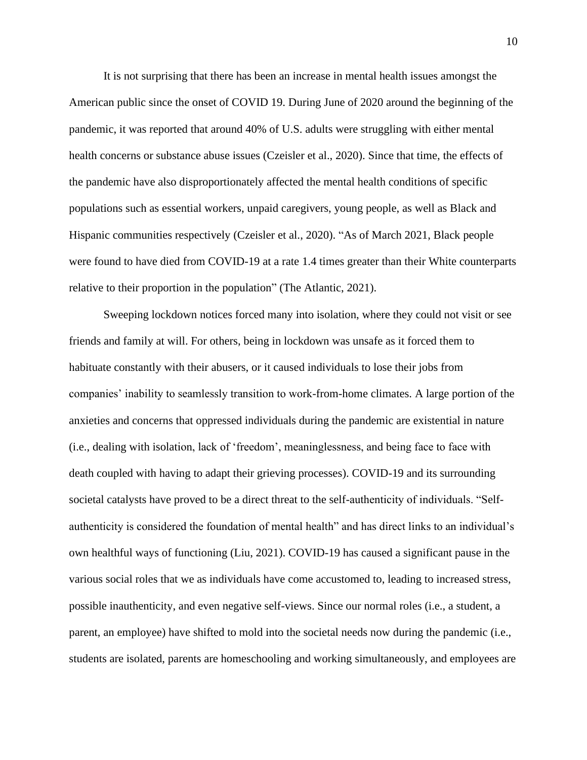It is not surprising that there has been an increase in mental health issues amongst the American public since the onset of COVID 19. During June of 2020 around the beginning of the pandemic, it was reported that around 40% of U.S. adults were struggling with either mental health concerns or substance abuse issues (Czeisler et al., 2020). Since that time, the effects of the pandemic have also disproportionately affected the mental health conditions of specific populations such as essential workers, unpaid caregivers, young people, as well as Black and Hispanic communities respectively (Czeisler et al., 2020). "As of March 2021, Black people were found to have died from COVID-19 at a rate 1.4 times greater than their White counterparts relative to their proportion in the population" (The Atlantic, 2021).

Sweeping lockdown notices forced many into isolation, where they could not visit or see friends and family at will. For others, being in lockdown was unsafe as it forced them to habituate constantly with their abusers, or it caused individuals to lose their jobs from companies' inability to seamlessly transition to work-from-home climates. A large portion of the anxieties and concerns that oppressed individuals during the pandemic are existential in nature (i.e., dealing with isolation, lack of 'freedom', meaninglessness, and being face to face with death coupled with having to adapt their grieving processes). COVID-19 and its surrounding societal catalysts have proved to be a direct threat to the self-authenticity of individuals. "Self-authenticity is considered the foundation of mental health" and has direct links to an individual's own healthful ways of functioning (Liu, 2021). COVID-19 has caused a significant pause in the various social roles that we as individuals have come accustomed to, leading to increased stress, possible inauthenticity, and even negative self-views. Since our normal roles (i.e., a student, a parent, an employee) have shifted to mold into the societal needs now during the pandemic (i.e., students are isolated, parents are homeschooling and working simultaneously, and employees are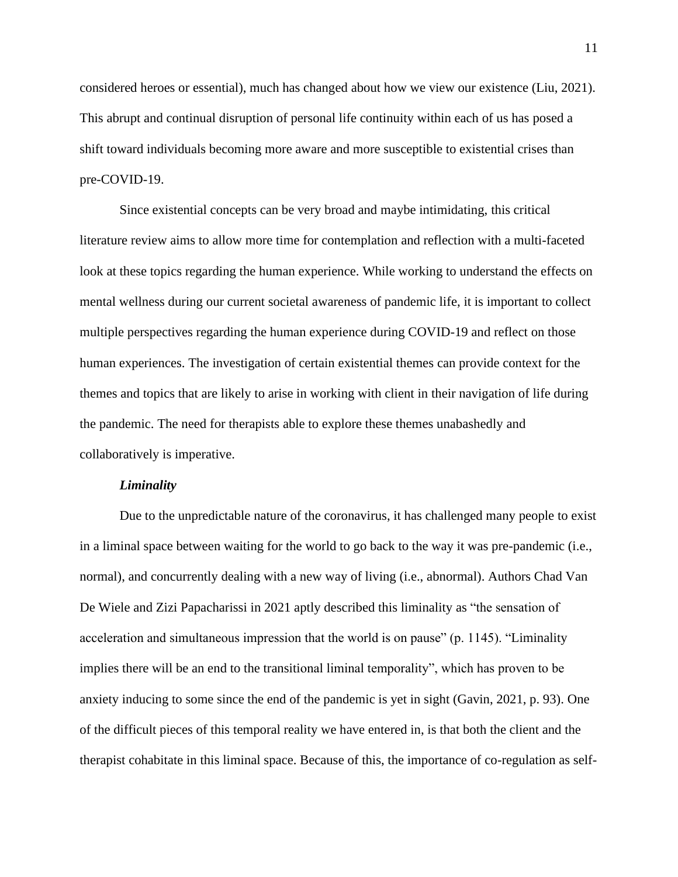considered heroes or essential), much has changed about how we view our existence (Liu, 2021). This abrupt and continual disruption of personal life continuity within each of us has posed a shift toward individuals becoming more aware and more susceptible to existential crises than pre-COVID-19.

Since existential concepts can be very broad and maybe intimidating, this critical literature review aims to allow more time for contemplation and reflection with a multi-faceted look at these topics regarding the human experience. While working to understand the effects on mental wellness during our current societal awareness of pandemic life, it is important to collect multiple perspectives regarding the human experience during COVID-19 and reflect on those human experiences. The investigation of certain existential themes can provide context for the themes and topics that are likely to arise in working with client in their navigation of life during the pandemic. The need for therapists able to explore these themes unabashedly and collaboratively is imperative.

### *Liminality*

Due to the unpredictable nature of the coronavirus, it has challenged many people to exist in a liminal space between waiting for the world to go back to the way it was pre-pandemic (i.e., normal), and concurrently dealing with a new way of living (i.e., abnormal). Authors Chad Van De Wiele and Zizi Papacharissi in 2021 aptly described this liminality as "the sensation of acceleration and simultaneous impression that the world is on pause" (p. 1145). "Liminality implies there will be an end to the transitional liminal temporality", which has proven to be anxiety inducing to some since the end of the pandemic is yet in sight (Gavin, 2021, p. 93). One of the difficult pieces of this temporal reality we have entered in, is that both the client and the therapist cohabitate in this liminal space. Because of this, the importance of co-regulation as self-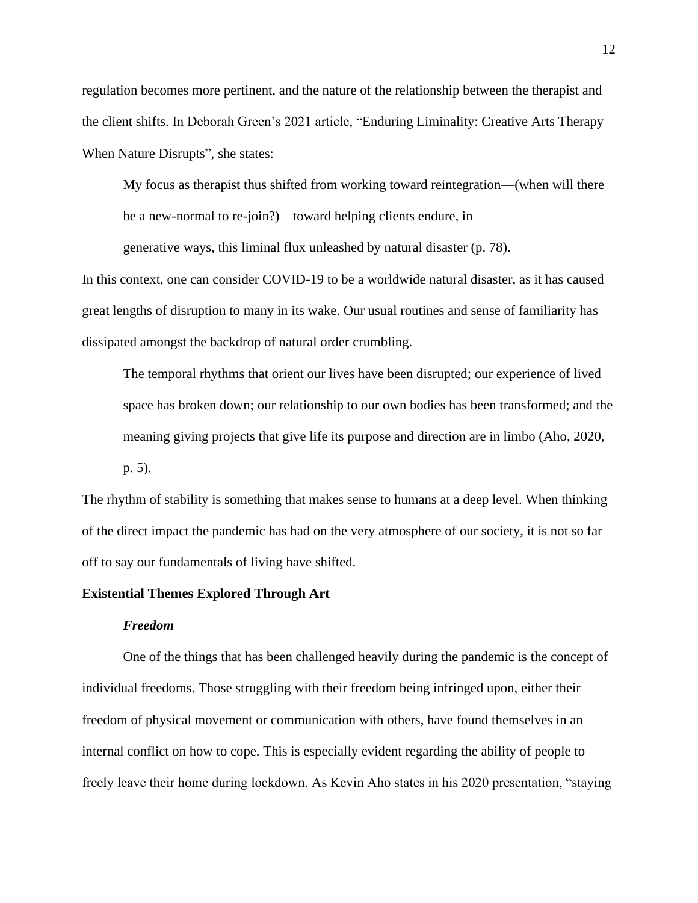regulation becomes more pertinent, and the nature of the relationship between the therapist and the client shifts. In Deborah Green's 2021 article, "Enduring Liminality: Creative Arts Therapy When Nature Disrupts", she states:

> My focus as therapist thus shifted from working toward reintegration—(when will there be a new-normal to re-join?)—toward helping clients endure, in generative ways, this liminal flux unleashed by natural disaster (p. 78).

In this context, one can consider COVID-19 to be a worldwide natural disaster, as it has caused great lengths of disruption to many in its wake. Our usual routines and sense of familiarity has dissipated amongst the backdrop of natural order crumbling.

> The temporal rhythms that orient our lives have been disrupted; our experience of lived space has broken down; our relationship to our own bodies has been transformed; and the meaning giving projects that give life its purpose and direction are in limbo (Aho, 2020, p. 5).

The rhythm of stability is something that makes sense to humans at a deep level. When thinking of the direct impact the pandemic has had on the very atmosphere of our society, it is not so far off to say our fundamentals of living have shifted.

## Existential Themes Explored Through Art

### *Freedom*

One of the things that has been challenged heavily during the pandemic is the concept of individual freedoms. Those struggling with their freedom being infringed upon, either their freedom of physical movement or communication with others, have found themselves in an internal conflict on how to cope. This is especially evident regarding the ability of people to freely leave their home during lockdown. As Kevin Aho states in his 2020 presentation, "staying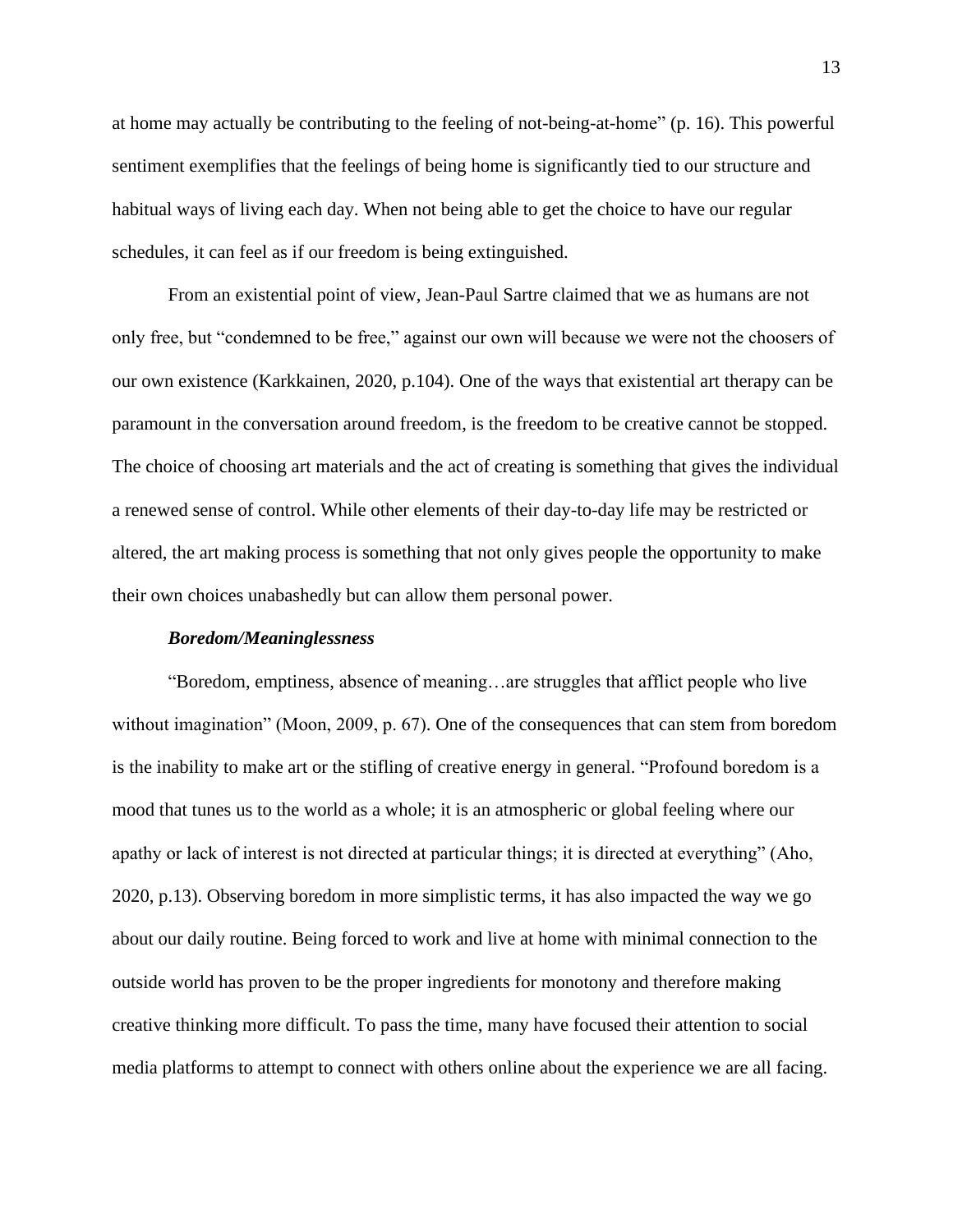at home may actually be contributing to the feeling of not-being-at-home" (p. 16). This powerful sentiment exemplifies that the feelings of being home is significantly tied to our structure and habitual ways of living each day. When not being able to get the choice to have our regular schedules, it can feel as if our freedom is being extinguished.

From an existential point of view, Jean-Paul Sartre claimed that we as humans are not only free, but "condemned to be free," against our own will because we were not the choosers of our own existence (Karkkainen, 2020, p.104). One of the ways that existential art therapy can be paramount in the conversation around freedom, is the freedom to be creative cannot be stopped. The choice of choosing art materials and the act of creating is something that gives the individual a renewed sense of control. While other elements of their day-to-day life may be restricted or altered, the art making process is something that not only gives people the opportunity to make their own choices unabashedly but can allow them personal power.

***Boredom/Meaninglessness***

"Boredom, emptiness, absence of meaning…are struggles that afflict people who live without imagination" (Moon, 2009, p. 67). One of the consequences that can stem from boredom is the inability to make art or the stifling of creative energy in general. "Profound boredom is a mood that tunes us to the world as a whole; it is an atmospheric or global feeling where our apathy or lack of interest is not directed at particular things; it is directed at everything" (Aho, 2020, p.13). Observing boredom in more simplistic terms, it has also impacted the way we go about our daily routine. Being forced to work and live at home with minimal connection to the outside world has proven to be the proper ingredients for monotony and therefore making creative thinking more difficult. To pass the time, many have focused their attention to social media platforms to attempt to connect with others online about the experience we are all facing.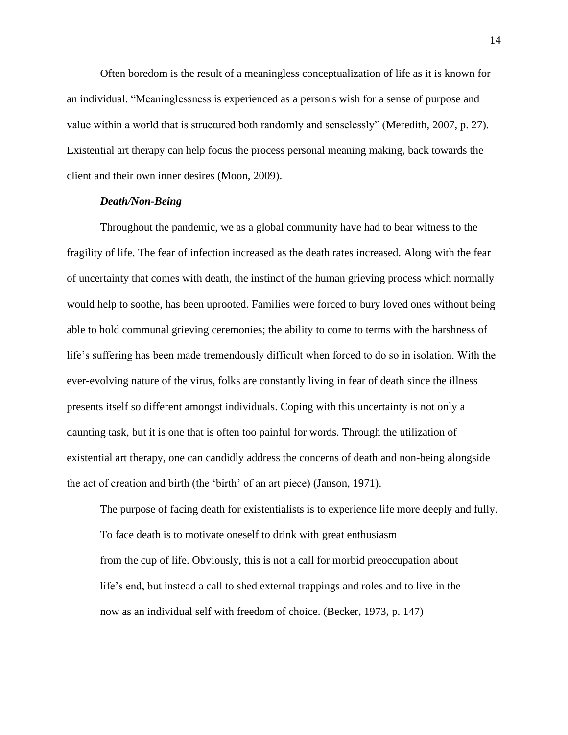Often boredom is the result of a meaningless conceptualization of life as it is known for an individual. “Meaninglessness is experienced as a person's wish for a sense of purpose and value within a world that is structured both randomly and senselessly” (Meredith, 2007, p. 27). Existential art therapy can help focus the process personal meaning making, back towards the client and their own inner desires (Moon, 2009).

### *Death/Non-Being*

Throughout the pandemic, we as a global community have had to bear witness to the fragility of life. The fear of infection increased as the death rates increased. Along with the fear of uncertainty that comes with death, the instinct of the human grieving process which normally would help to soothe, has been uprooted. Families were forced to bury loved ones without being able to hold communal grieving ceremonies; the ability to come to terms with the harshness of life’s suffering has been made tremendously difficult when forced to do so in isolation. With the ever-evolving nature of the virus, folks are constantly living in fear of death since the illness presents itself so different amongst individuals. Coping with this uncertainty is not only a daunting task, but it is one that is often too painful for words. Through the utilization of existential art therapy, one can candidly address the concerns of death and non-being alongside the act of creation and birth (the ‘birth’ of an art piece) (Janson, 1971).

> The purpose of facing death for existentialists is to experience life more deeply and fully. To face death is to motivate oneself to drink with great enthusiasm from the cup of life. Obviously, this is not a call for morbid preoccupation about life’s end, but instead a call to shed external trappings and roles and to live in the now as an individual self with freedom of choice. (Becker, 1973, p. 147)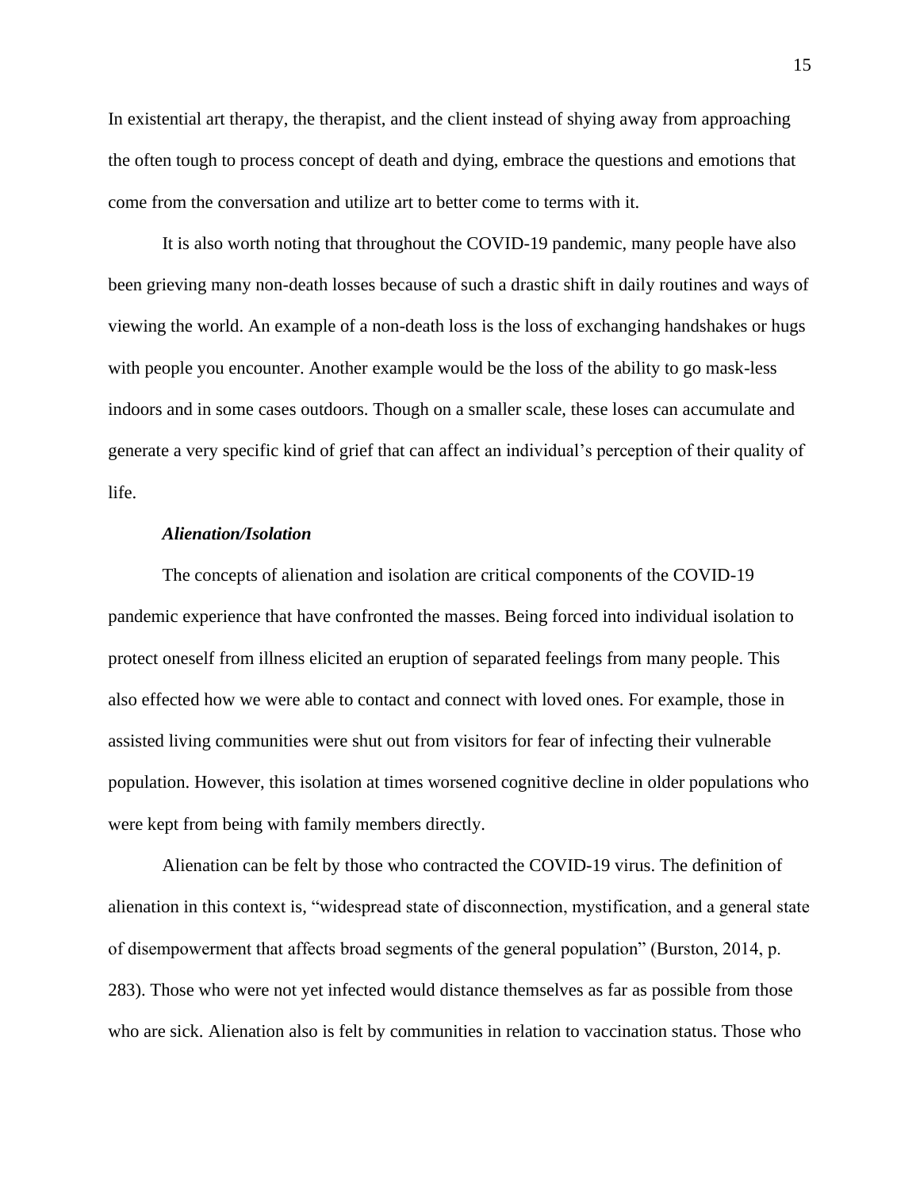In existential art therapy, the therapist, and the client instead of shying away from approaching the often tough to process concept of death and dying, embrace the questions and emotions that come from the conversation and utilize art to better come to terms with it.

It is also worth noting that throughout the COVID-19 pandemic, many people have also been grieving many non-death losses because of such a drastic shift in daily routines and ways of viewing the world. An example of a non-death loss is the loss of exchanging handshakes or hugs with people you encounter. Another example would be the loss of the ability to go mask-less indoors and in some cases outdoors. Though on a smaller scale, these loses can accumulate and generate a very specific kind of grief that can affect an individual's perception of their quality of life.

***Alienation/Isolation***

The concepts of alienation and isolation are critical components of the COVID-19 pandemic experience that have confronted the masses. Being forced into individual isolation to protect oneself from illness elicited an eruption of separated feelings from many people. This also effected how we were able to contact and connect with loved ones. For example, those in assisted living communities were shut out from visitors for fear of infecting their vulnerable population. However, this isolation at times worsened cognitive decline in older populations who were kept from being with family members directly.

Alienation can be felt by those who contracted the COVID-19 virus. The definition of alienation in this context is, "widespread state of disconnection, mystification, and a general state of disempowerment that affects broad segments of the general population" (Burston, 2014, p. 283). Those who were not yet infected would distance themselves as far as possible from those who are sick. Alienation also is felt by communities in relation to vaccination status. Those who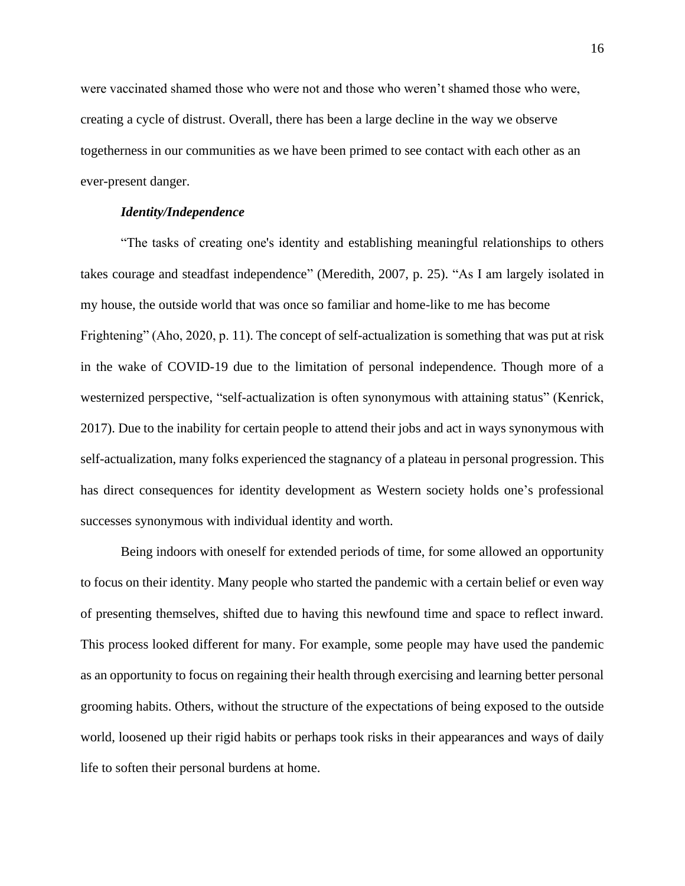were vaccinated shamed those who were not and those who weren't shamed those who were, creating a cycle of distrust. Overall, there has been a large decline in the way we observe togetherness in our communities as we have been primed to see contact with each other as an ever-present danger.

### *Identity/Independence*

"The tasks of creating one's identity and establishing meaningful relationships to others takes courage and steadfast independence" (Meredith, 2007, p. 25). "As I am largely isolated in my house, the outside world that was once so familiar and home-like to me has become Frightening" (Aho, 2020, p. 11). The concept of self-actualization is something that was put at risk in the wake of COVID-19 due to the limitation of personal independence. Though more of a westernized perspective, "self-actualization is often synonymous with attaining status" (Kenrick, 2017). Due to the inability for certain people to attend their jobs and act in ways synonymous with self-actualization, many folks experienced the stagnancy of a plateau in personal progression. This has direct consequences for identity development as Western society holds one's professional successes synonymous with individual identity and worth.

Being indoors with oneself for extended periods of time, for some allowed an opportunity to focus on their identity. Many people who started the pandemic with a certain belief or even way of presenting themselves, shifted due to having this newfound time and space to reflect inward. This process looked different for many. For example, some people may have used the pandemic as an opportunity to focus on regaining their health through exercising and learning better personal grooming habits. Others, without the structure of the expectations of being exposed to the outside world, loosened up their rigid habits or perhaps took risks in their appearances and ways of daily life to soften their personal burdens at home.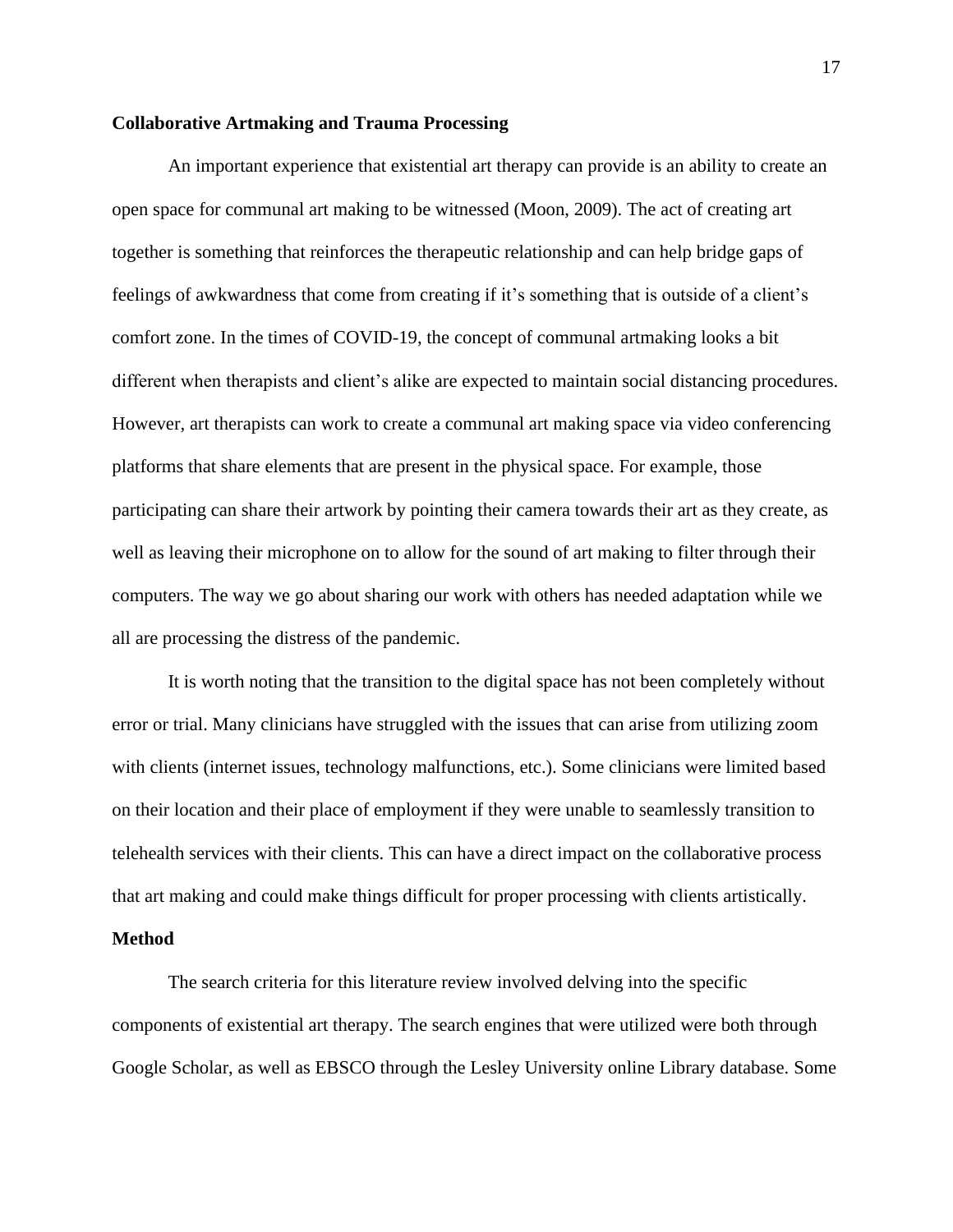**Collaborative Artmaking and Trauma Processing**

An important experience that existential art therapy can provide is an ability to create an open space for communal art making to be witnessed (Moon, 2009). The act of creating art together is something that reinforces the therapeutic relationship and can help bridge gaps of feelings of awkwardness that come from creating if it's something that is outside of a client's comfort zone. In the times of COVID-19, the concept of communal artmaking looks a bit different when therapists and client's alike are expected to maintain social distancing procedures. However, art therapists can work to create a communal art making space via video conferencing platforms that share elements that are present in the physical space. For example, those participating can share their artwork by pointing their camera towards their art as they create, as well as leaving their microphone on to allow for the sound of art making to filter through their computers. The way we go about sharing our work with others has needed adaptation while we all are processing the distress of the pandemic.

It is worth noting that the transition to the digital space has not been completely without error or trial. Many clinicians have struggled with the issues that can arise from utilizing zoom with clients (internet issues, technology malfunctions, etc.). Some clinicians were limited based on their location and their place of employment if they were unable to seamlessly transition to telehealth services with their clients. This can have a direct impact on the collaborative process that art making and could make things difficult for proper processing with clients artistically.

**Method**

The search criteria for this literature review involved delving into the specific components of existential art therapy. The search engines that were utilized were both through Google Scholar, as well as EBSCO through the Lesley University online Library database. Some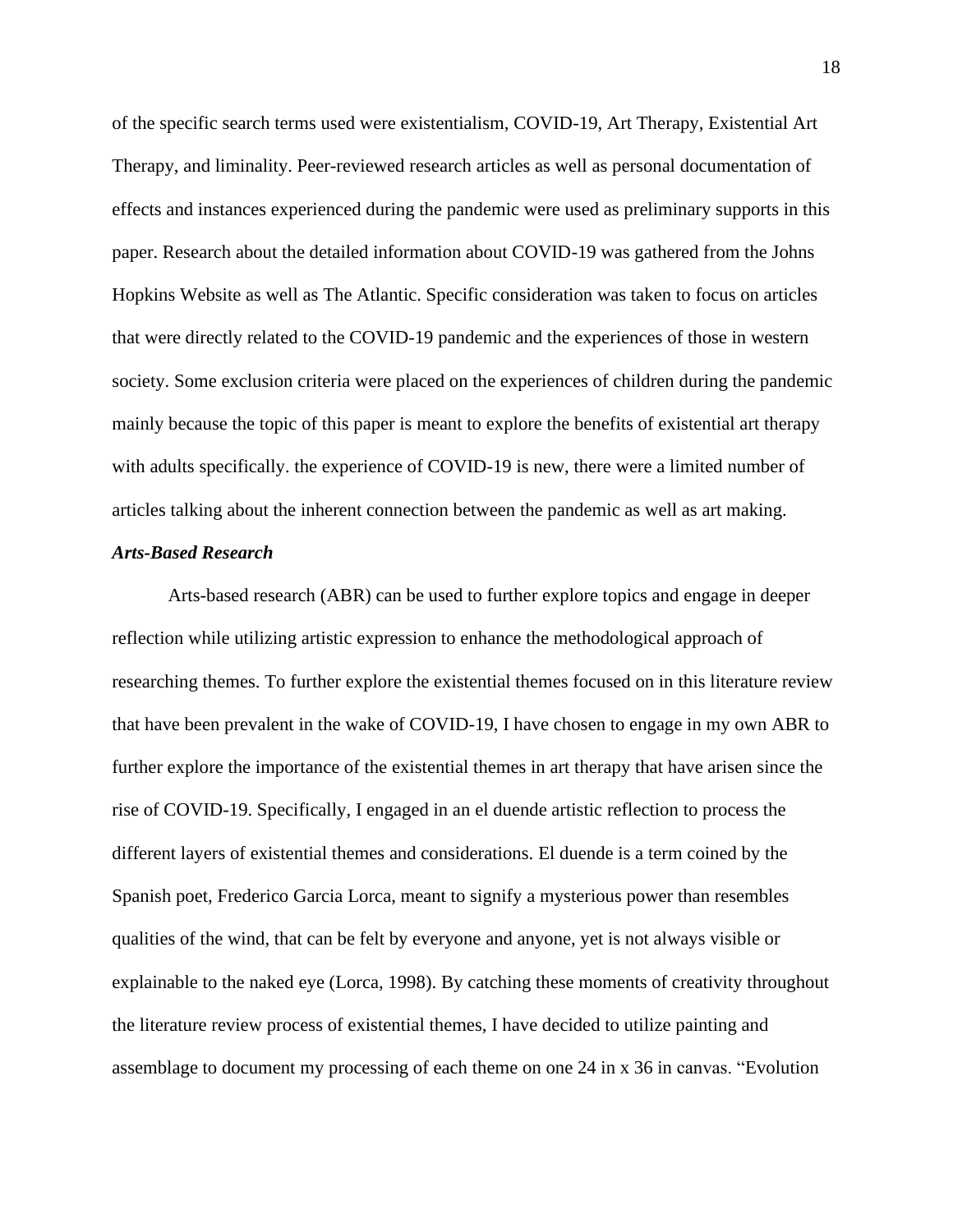of the specific search terms used were existentialism, COVID-19, Art Therapy, Existential Art Therapy, and liminality. Peer-reviewed research articles as well as personal documentation of effects and instances experienced during the pandemic were used as preliminary supports in this paper. Research about the detailed information about COVID-19 was gathered from the Johns Hopkins Website as well as The Atlantic. Specific consideration was taken to focus on articles that were directly related to the COVID-19 pandemic and the experiences of those in western society. Some exclusion criteria were placed on the experiences of children during the pandemic mainly because the topic of this paper is meant to explore the benefits of existential art therapy with adults specifically. the experience of COVID-19 is new, there were a limited number of articles talking about the inherent connection between the pandemic as well as art making.

### *Arts-Based Research*

Arts-based research (ABR) can be used to further explore topics and engage in deeper reflection while utilizing artistic expression to enhance the methodological approach of researching themes. To further explore the existential themes focused on in this literature review that have been prevalent in the wake of COVID-19, I have chosen to engage in my own ABR to further explore the importance of the existential themes in art therapy that have arisen since the rise of COVID-19. Specifically, I engaged in an el duende artistic reflection to process the different layers of existential themes and considerations. El duende is a term coined by the Spanish poet, Frederico Garcia Lorca, meant to signify a mysterious power than resembles qualities of the wind, that can be felt by everyone and anyone, yet is not always visible or explainable to the naked eye (Lorca, 1998). By catching these moments of creativity throughout the literature review process of existential themes, I have decided to utilize painting and assemblage to document my processing of each theme on one 24 in x 36 in canvas. "Evolution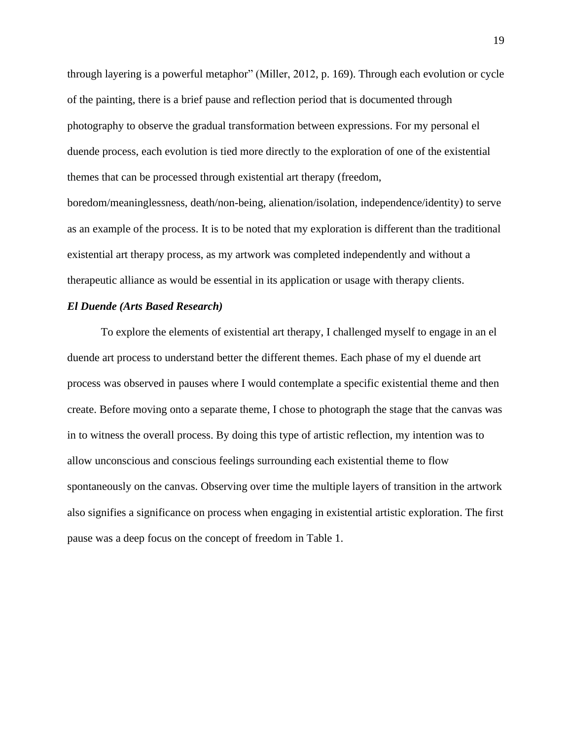through layering is a powerful metaphor" (Miller, 2012, p. 169). Through each evolution or cycle of the painting, there is a brief pause and reflection period that is documented through photography to observe the gradual transformation between expressions. For my personal el duende process, each evolution is tied more directly to the exploration of one of the existential themes that can be processed through existential art therapy (freedom, boredom/meaninglessness, death/non-being, alienation/isolation, independence/identity) to serve as an example of the process. It is to be noted that my exploration is different than the traditional existential art therapy process, as my artwork was completed independently and without a therapeutic alliance as would be essential in its application or usage with therapy clients.

### *El Duende (Arts Based Research)*

To explore the elements of existential art therapy, I challenged myself to engage in an el duende art process to understand better the different themes. Each phase of my el duende art process was observed in pauses where I would contemplate a specific existential theme and then create. Before moving onto a separate theme, I chose to photograph the stage that the canvas was in to witness the overall process. By doing this type of artistic reflection, my intention was to allow unconscious and conscious feelings surrounding each existential theme to flow spontaneously on the canvas. Observing over time the multiple layers of transition in the artwork also signifies a significance on process when engaging in existential artistic exploration. The first pause was a deep focus on the concept of freedom in Table 1.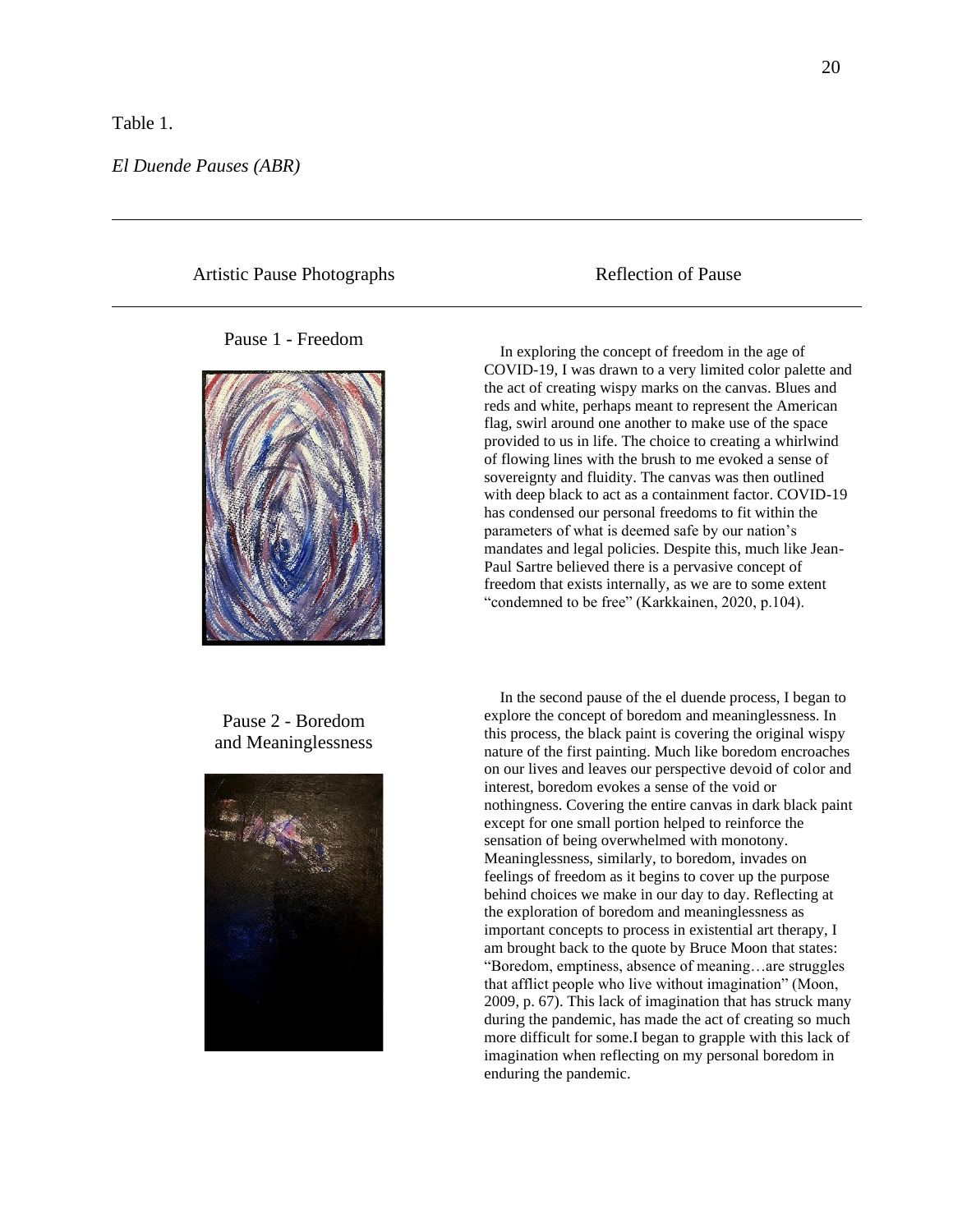Table 1.

*El Duende Pauses (ABR)*

| Artistic Pause Photographs | Reflection of Pause |
|---|---|
| Pause 1 - Freedom | In exploring the concept of freedom in the age of COVID-19, I was drawn to a very limited color palette and the act of creating wispy marks on the canvas. Blues and reds and white, perhaps meant to represent the American flag, swirl around one another to make use of the space provided to us in life. The choice to creating a whirlwind of flowing lines with the brush to me evoked a sense of sovereignty and fluidity. The canvas was then outlined with deep black to act as a containment factor. COVID-19 has condensed our personal freedoms to fit within the parameters of what is deemed safe by our nation's mandates and legal policies. Despite this, much like Jean-Paul Sartre believed there is a pervasive concept of freedom that exists internally, as we are to some extent "condemned to be free" (Karkkainen, 2020, p.104). |
| Pause 2 - Boredom and Meaninglessness | In the second pause of the el duende process, I began to explore the concept of boredom and meaninglessness. In this process, the black paint is covering the original wispy nature of the first painting. Much like boredom encroaches on our lives and leaves our perspective devoid of color and interest, boredom evokes a sense of the void or nothingness. Covering the entire canvas in dark black paint except for one small portion helped to reinforce the sensation of being overwhelmed with monotony. Meaninglessness, similarly, to boredom, invades on feelings of freedom as it begins to cover up the purpose behind choices we make in our day to day. Reflecting at the exploration of boredom and meaninglessness as important concepts to process in existential art therapy, I am brought back to the quote by Bruce Moon that states: "Boredom, emptiness, absence of meaning…are struggles that afflict people who live without imagination" (Moon, 2009, p. 67). This lack of imagination that has struck many during the pandemic, has made the act of creating so much more difficult for some.I began to grapple with this lack of imagination when reflecting on my personal boredom in enduring the pandemic. |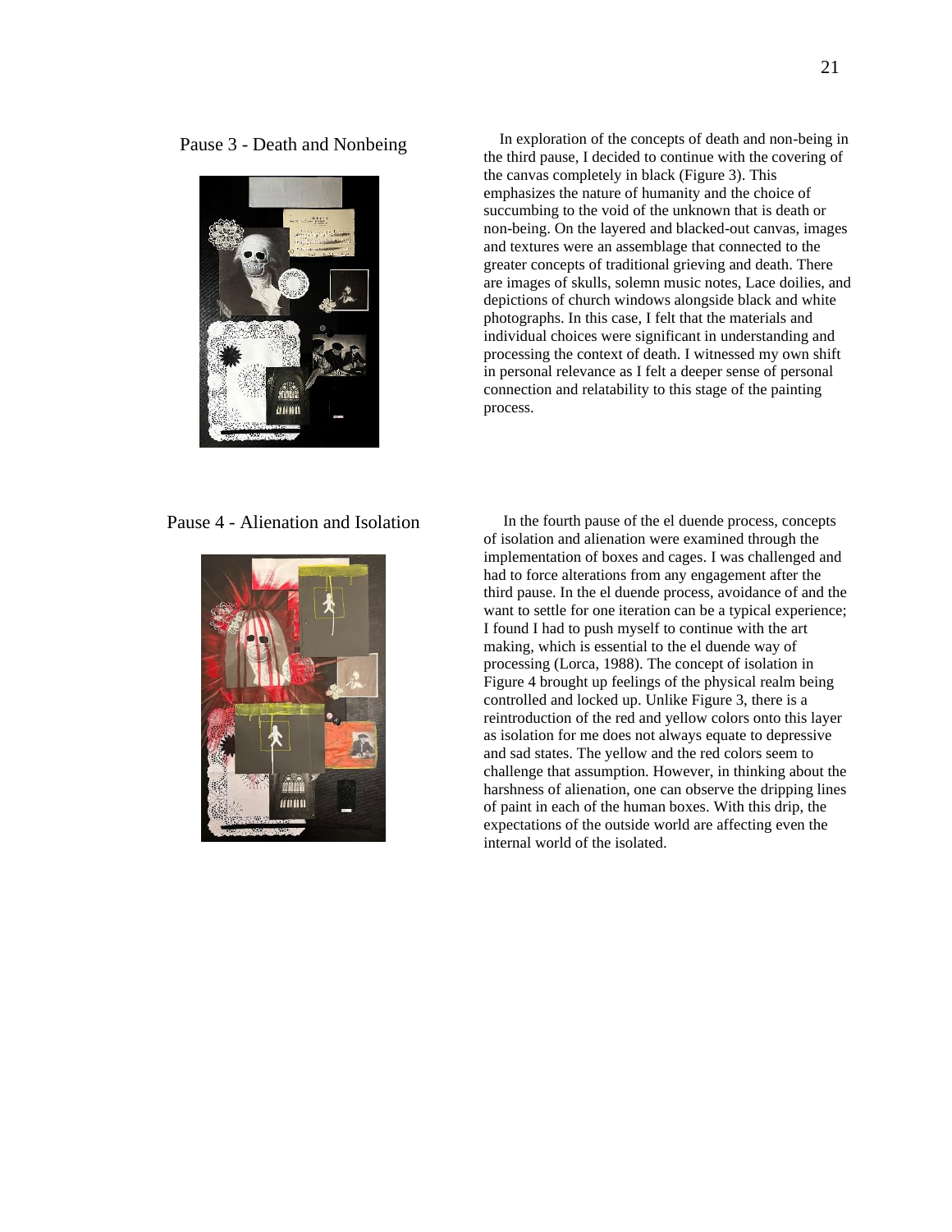## Pause 3 - Death and Nonbeing

In exploration of the concepts of death and non-being in the third pause, I decided to continue with the covering of the canvas completely in black (Figure 3). This emphasizes the nature of humanity and the choice of succumbing to the void of the unknown that is death or non-being. On the layered and blacked-out canvas, images and textures were an assemblage that connected to the greater concepts of traditional grieving and death. There are images of skulls, solemn music notes, Lace doilies, and depictions of church windows alongside black and white photographs. In this case, I felt that the materials and individual choices were significant in understanding and processing the context of death. I witnessed my own shift in personal relevance as I felt a deeper sense of personal connection and relatability to this stage of the painting process.

## Pause 4 - Alienation and Isolation

In the fourth pause of the el duende process, concepts of isolation and alienation were examined through the implementation of boxes and cages. I was challenged and had to force alterations from any engagement after the third pause. In the el duende process, avoidance of and the want to settle for one iteration can be a typical experience; I found I had to push myself to continue with the art making, which is essential to the el duende way of processing (Lorca, 1988). The concept of isolation in Figure 4 brought up feelings of the physical realm being controlled and locked up. Unlike Figure 3, there is a reintroduction of the red and yellow colors onto this layer as isolation for me does not always equate to depressive and sad states. The yellow and the red colors seem to challenge that assumption. However, in thinking about the harshness of alienation, one can observe the dripping lines of paint in each of the human boxes. With this drip, the expectations of the outside world are affecting even the internal world of the isolated.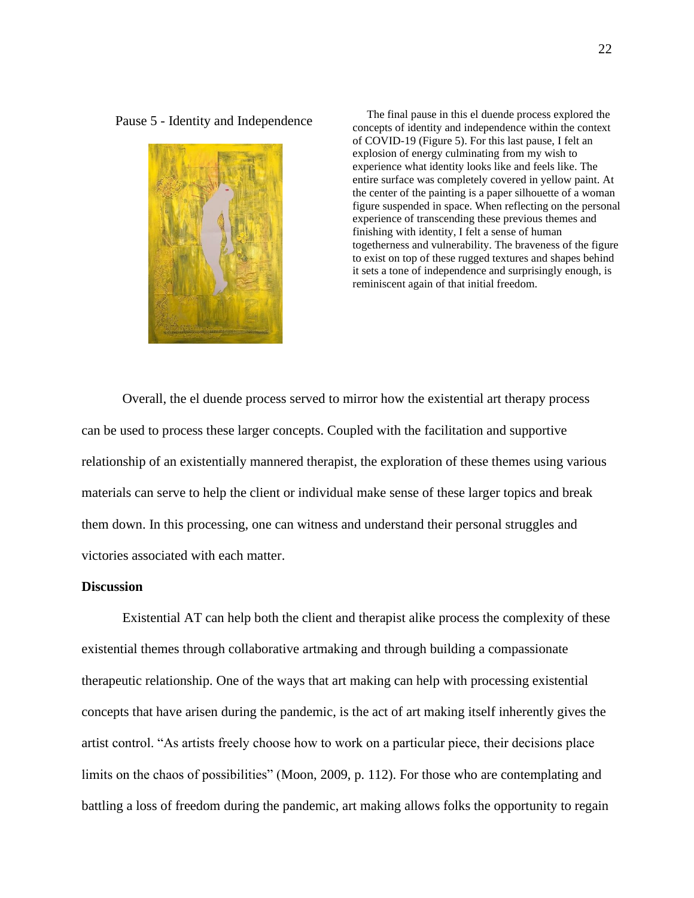Pause 5 - Identity and Independence

The final pause in this el duende process explored the concepts of identity and independence within the context of COVID-19 (Figure 5). For this last pause, I felt an explosion of energy culminating from my wish to experience what identity looks like and feels like. The entire surface was completely covered in yellow paint. At the center of the painting is a paper silhouette of a woman figure suspended in space. When reflecting on the personal experience of transcending these previous themes and finishing with identity, I felt a sense of human togetherness and vulnerability. The braveness of the figure to exist on top of these rugged textures and shapes behind it sets a tone of independence and surprisingly enough, is reminiscent again of that initial freedom.

Overall, the el duende process served to mirror how the existential art therapy process can be used to process these larger concepts. Coupled with the facilitation and supportive relationship of an existentially mannered therapist, the exploration of these themes using various materials can serve to help the client or individual make sense of these larger topics and break them down. In this processing, one can witness and understand their personal struggles and victories associated with each matter.

## Discussion

Existential AT can help both the client and therapist alike process the complexity of these existential themes through collaborative artmaking and through building a compassionate therapeutic relationship. One of the ways that art making can help with processing existential concepts that have arisen during the pandemic, is the act of art making itself inherently gives the artist control. "As artists freely choose how to work on a particular piece, their decisions place limits on the chaos of possibilities" (Moon, 2009, p. 112). For those who are contemplating and battling a loss of freedom during the pandemic, art making allows folks the opportunity to regain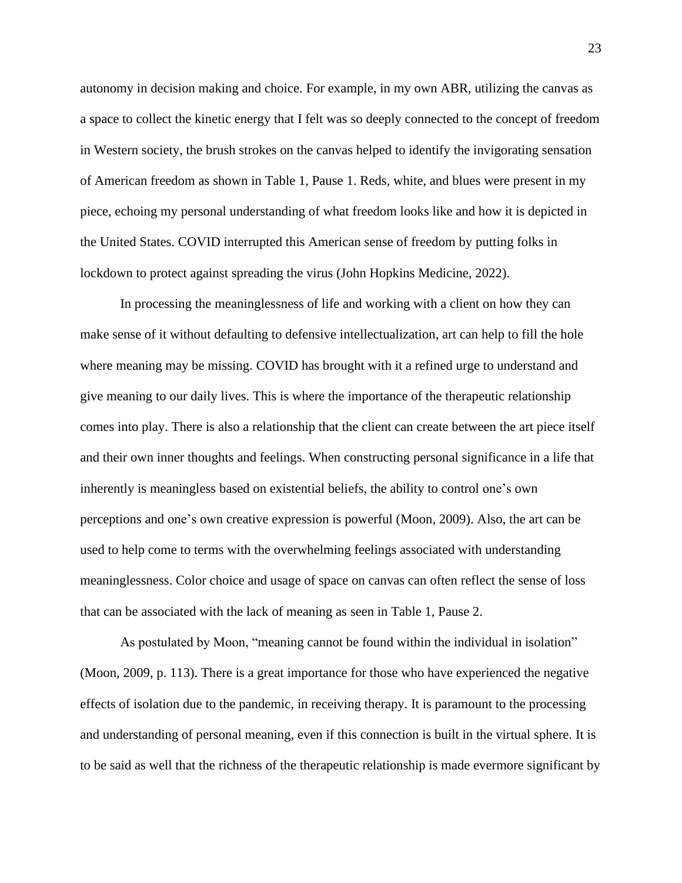autonomy in decision making and choice. For example, in my own ABR, utilizing the canvas as a space to collect the kinetic energy that I felt was so deeply connected to the concept of freedom in Western society, the brush strokes on the canvas helped to identify the invigorating sensation of American freedom as shown in Table 1, Pause 1. Reds, white, and blues were present in my piece, echoing my personal understanding of what freedom looks like and how it is depicted in the United States. COVID interrupted this American sense of freedom by putting folks in lockdown to protect against spreading the virus (John Hopkins Medicine, 2022).

In processing the meaninglessness of life and working with a client on how they can make sense of it without defaulting to defensive intellectualization, art can help to fill the hole where meaning may be missing. COVID has brought with it a refined urge to understand and give meaning to our daily lives. This is where the importance of the therapeutic relationship comes into play. There is also a relationship that the client can create between the art piece itself and their own inner thoughts and feelings. When constructing personal significance in a life that inherently is meaningless based on existential beliefs, the ability to control one's own perceptions and one's own creative expression is powerful (Moon, 2009). Also, the art can be used to help come to terms with the overwhelming feelings associated with understanding meaninglessness. Color choice and usage of space on canvas can often reflect the sense of loss that can be associated with the lack of meaning as seen in Table 1, Pause 2.

As postulated by Moon, "meaning cannot be found within the individual in isolation" (Moon, 2009, p. 113). There is a great importance for those who have experienced the negative effects of isolation due to the pandemic, in receiving therapy. It is paramount to the processing and understanding of personal meaning, even if this connection is built in the virtual sphere. It is to be said as well that the richness of the therapeutic relationship is made evermore significant by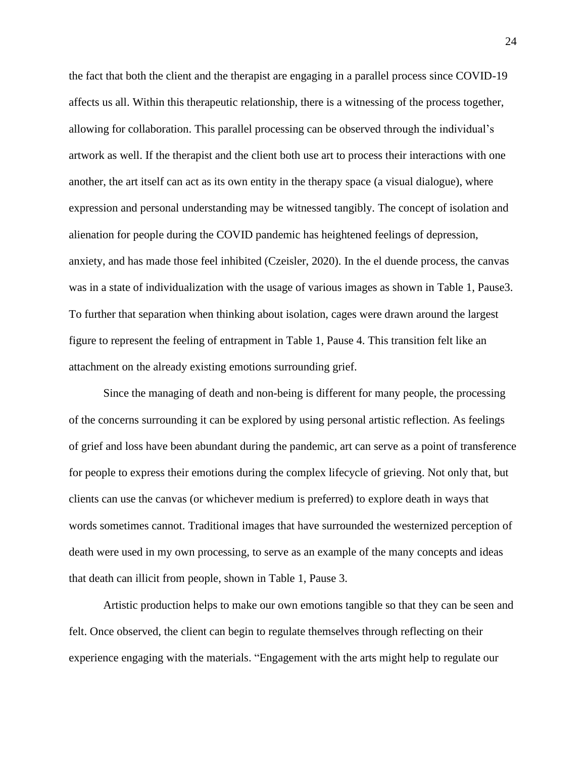the fact that both the client and the therapist are engaging in a parallel process since COVID-19 affects us all. Within this therapeutic relationship, there is a witnessing of the process together, allowing for collaboration. This parallel processing can be observed through the individual's artwork as well. If the therapist and the client both use art to process their interactions with one another, the art itself can act as its own entity in the therapy space (a visual dialogue), where expression and personal understanding may be witnessed tangibly. The concept of isolation and alienation for people during the COVID pandemic has heightened feelings of depression, anxiety, and has made those feel inhibited (Czeisler, 2020). In the el duende process, the canvas was in a state of individualization with the usage of various images as shown in Table 1, Pause3. To further that separation when thinking about isolation, cages were drawn around the largest figure to represent the feeling of entrapment in Table 1, Pause 4. This transition felt like an attachment on the already existing emotions surrounding grief.

Since the managing of death and non-being is different for many people, the processing of the concerns surrounding it can be explored by using personal artistic reflection. As feelings of grief and loss have been abundant during the pandemic, art can serve as a point of transference for people to express their emotions during the complex lifecycle of grieving. Not only that, but clients can use the canvas (or whichever medium is preferred) to explore death in ways that words sometimes cannot. Traditional images that have surrounded the westernized perception of death were used in my own processing, to serve as an example of the many concepts and ideas that death can illicit from people, shown in Table 1, Pause 3.

Artistic production helps to make our own emotions tangible so that they can be seen and felt. Once observed, the client can begin to regulate themselves through reflecting on their experience engaging with the materials. "Engagement with the arts might help to regulate our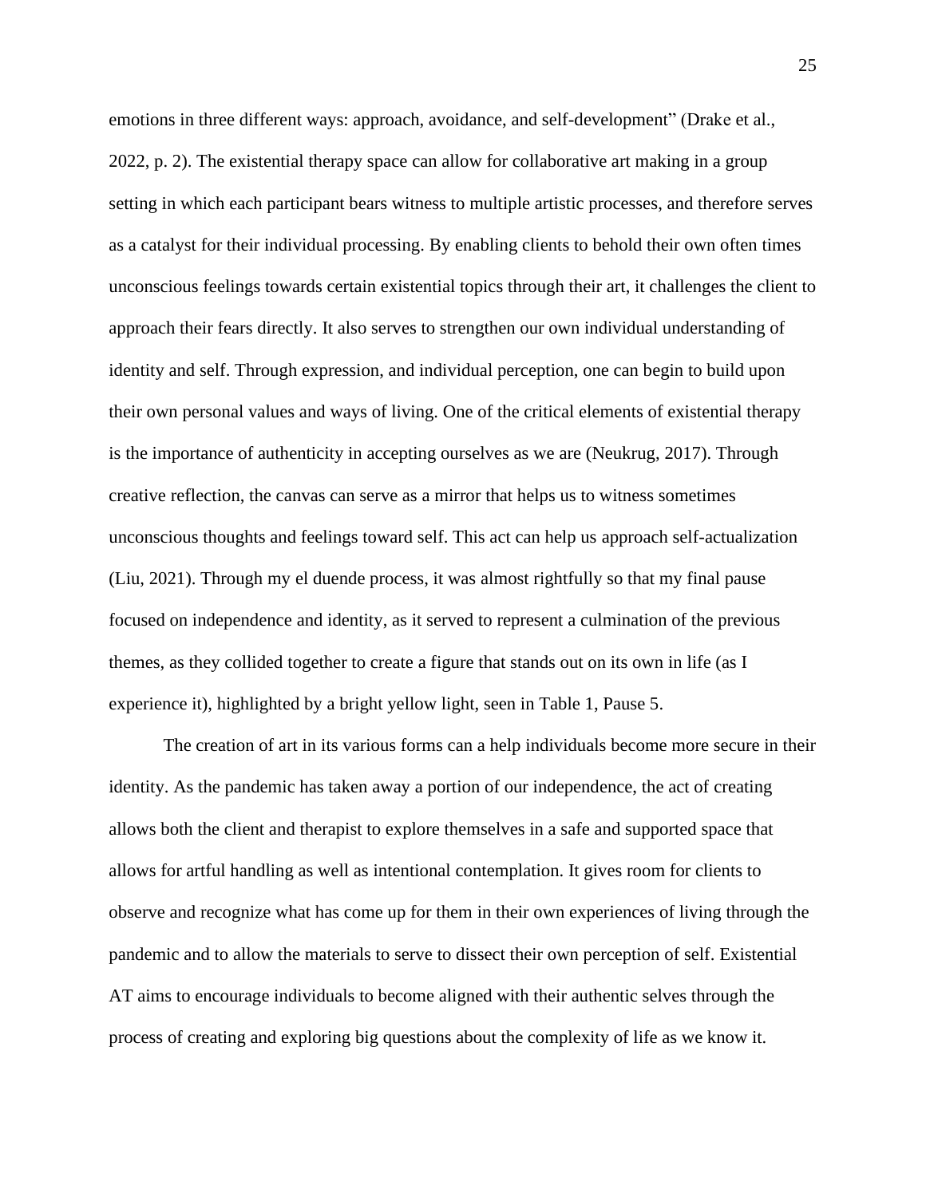emotions in three different ways: approach, avoidance, and self-development" (Drake et al., 2022, p. 2). The existential therapy space can allow for collaborative art making in a group setting in which each participant bears witness to multiple artistic processes, and therefore serves as a catalyst for their individual processing. By enabling clients to behold their own often times unconscious feelings towards certain existential topics through their art, it challenges the client to approach their fears directly. It also serves to strengthen our own individual understanding of identity and self. Through expression, and individual perception, one can begin to build upon their own personal values and ways of living. One of the critical elements of existential therapy is the importance of authenticity in accepting ourselves as we are (Neukrug, 2017). Through creative reflection, the canvas can serve as a mirror that helps us to witness sometimes unconscious thoughts and feelings toward self. This act can help us approach self-actualization (Liu, 2021). Through my el duende process, it was almost rightfully so that my final pause focused on independence and identity, as it served to represent a culmination of the previous themes, as they collided together to create a figure that stands out on its own in life (as I experience it), highlighted by a bright yellow light, seen in Table 1, Pause 5.

The creation of art in its various forms can a help individuals become more secure in their identity. As the pandemic has taken away a portion of our independence, the act of creating allows both the client and therapist to explore themselves in a safe and supported space that allows for artful handling as well as intentional contemplation. It gives room for clients to observe and recognize what has come up for them in their own experiences of living through the pandemic and to allow the materials to serve to dissect their own perception of self. Existential AT aims to encourage individuals to become aligned with their authentic selves through the process of creating and exploring big questions about the complexity of life as we know it.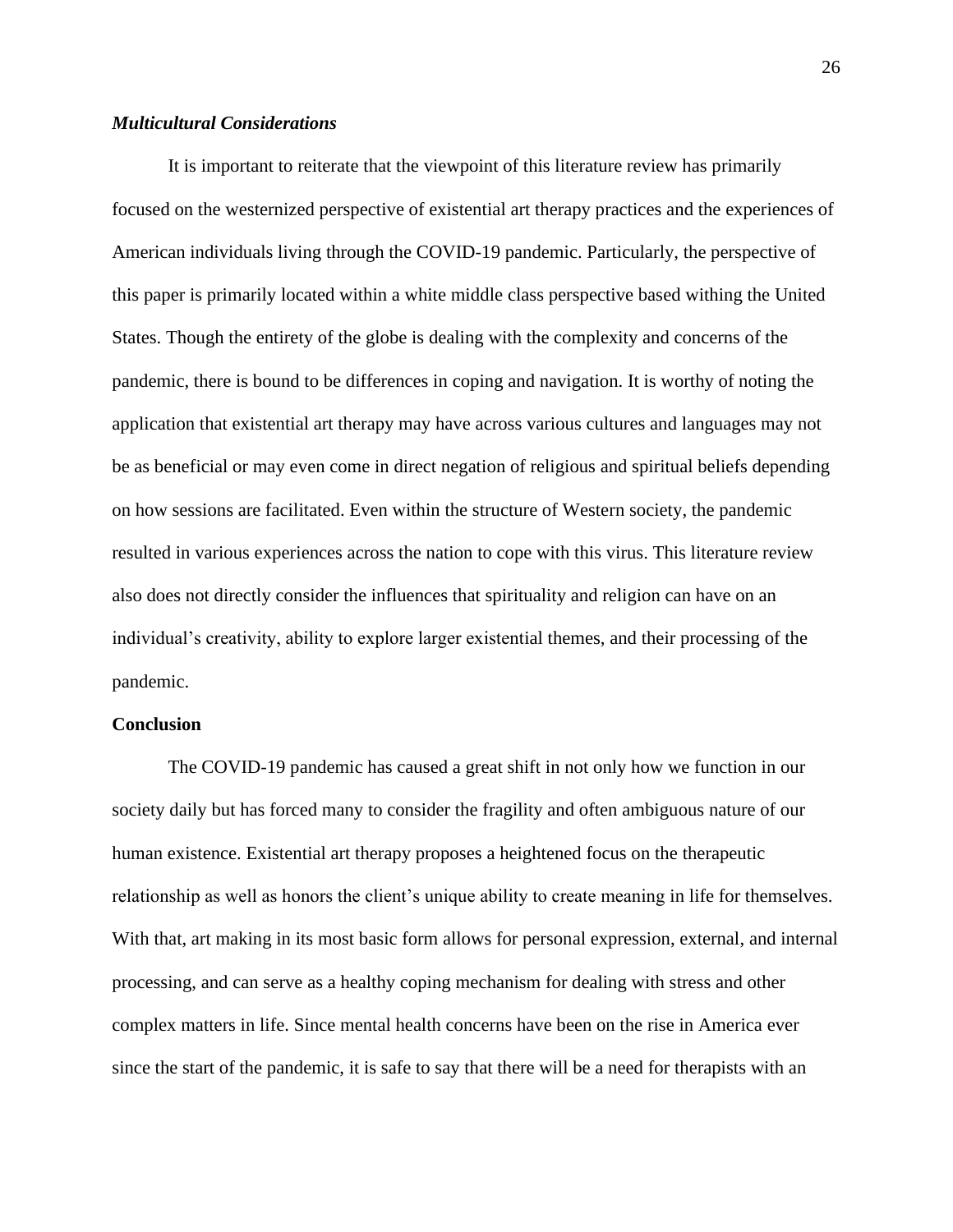### *Multicultural Considerations*

It is important to reiterate that the viewpoint of this literature review has primarily focused on the westernized perspective of existential art therapy practices and the experiences of American individuals living through the COVID-19 pandemic. Particularly, the perspective of this paper is primarily located within a white middle class perspective based withing the United States. Though the entirety of the globe is dealing with the complexity and concerns of the pandemic, there is bound to be differences in coping and navigation. It is worthy of noting the application that existential art therapy may have across various cultures and languages may not be as beneficial or may even come in direct negation of religious and spiritual beliefs depending on how sessions are facilitated. Even within the structure of Western society, the pandemic resulted in various experiences across the nation to cope with this virus. This literature review also does not directly consider the influences that spirituality and religion can have on an individual's creativity, ability to explore larger existential themes, and their processing of the pandemic.

## Conclusion

The COVID-19 pandemic has caused a great shift in not only how we function in our society daily but has forced many to consider the fragility and often ambiguous nature of our human existence. Existential art therapy proposes a heightened focus on the therapeutic relationship as well as honors the client's unique ability to create meaning in life for themselves. With that, art making in its most basic form allows for personal expression, external, and internal processing, and can serve as a healthy coping mechanism for dealing with stress and other complex matters in life. Since mental health concerns have been on the rise in America ever since the start of the pandemic, it is safe to say that there will be a need for therapists with an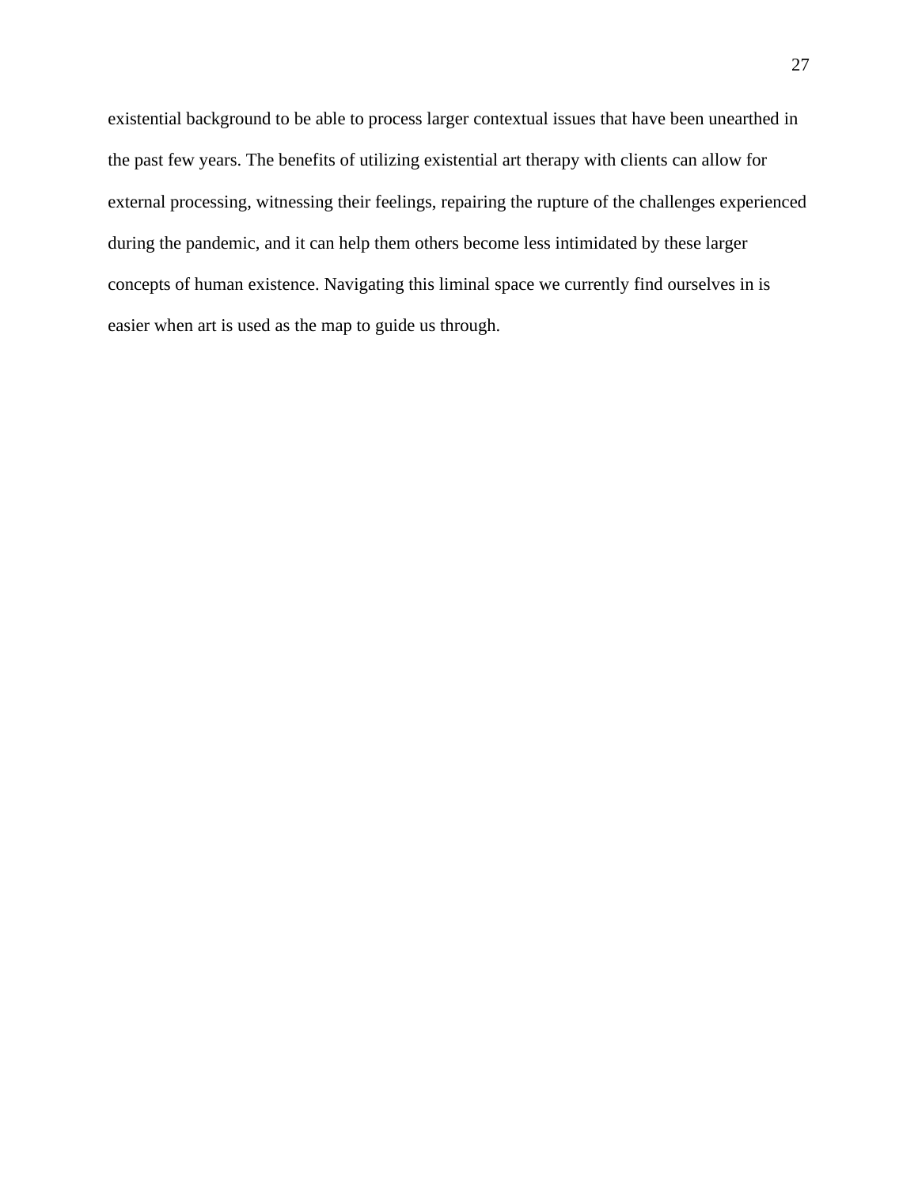existential background to be able to process larger contextual issues that have been unearthed in the past few years. The benefits of utilizing existential art therapy with clients can allow for external processing, witnessing their feelings, repairing the rupture of the challenges experienced during the pandemic, and it can help them others become less intimidated by these larger concepts of human existence. Navigating this liminal space we currently find ourselves in is easier when art is used as the map to guide us through.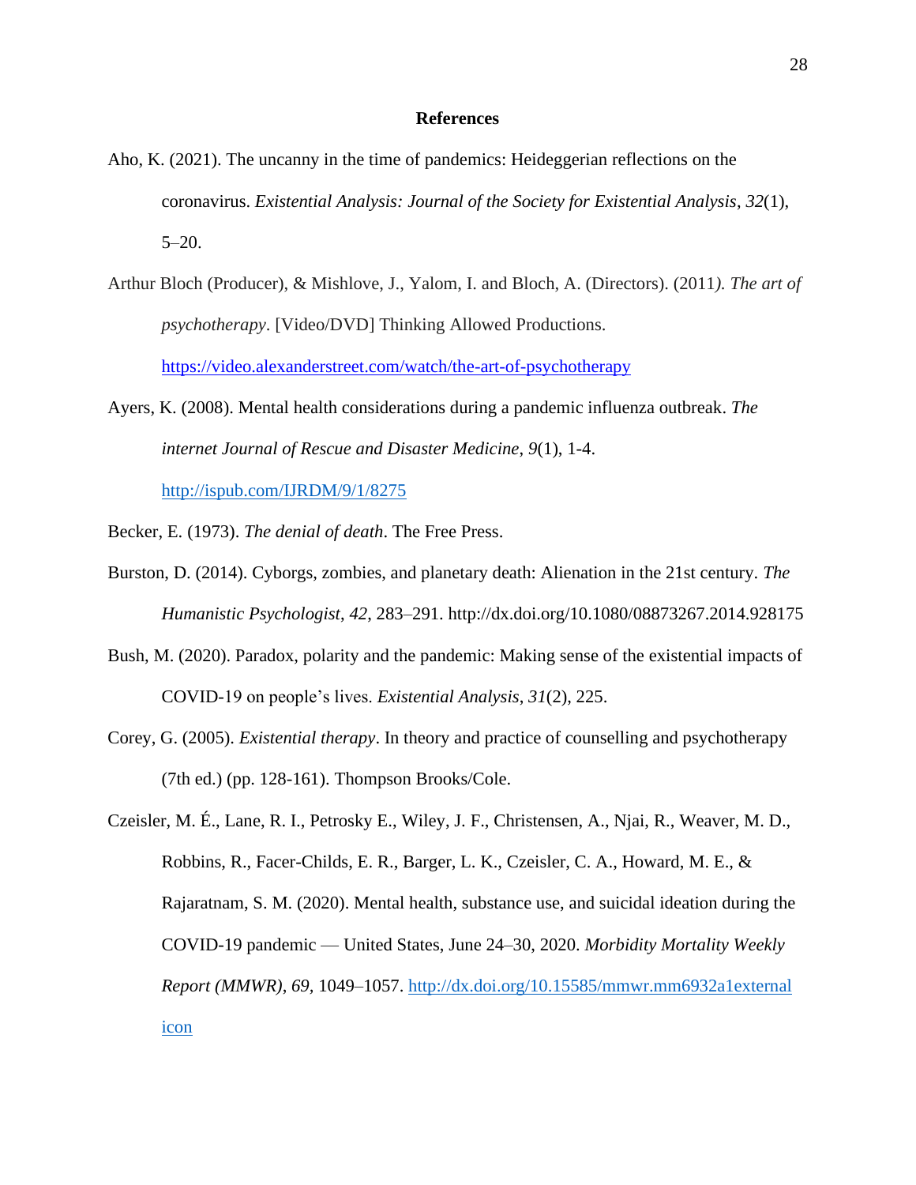# References

Aho, K. (2021). The uncanny in the time of pandemics: Heideggerian reflections on the coronavirus. *Existential Analysis: Journal of the Society for Existential Analysis*, *32*(1), 5–20.

Arthur Bloch (Producer), & Mishlove, J., Yalom, I. and Bloch, A. (Directors). (2011*). The art of psychotherapy*. [Video/DVD] Thinking Allowed Productions. https://video.alexanderstreet.com/watch/the-art-of-psychotherapy

Ayers, K. (2008). Mental health considerations during a pandemic influenza outbreak. *The internet Journal of Rescue and Disaster Medicine*, *9*(1), 1-4. http://ispub.com/IJRDM/9/1/8275

Becker, E. (1973). *The denial of death*. The Free Press.

Burston, D. (2014). Cyborgs, zombies, and planetary death: Alienation in the 21st century. *The Humanistic Psychologist*, *42*, 283–291. http://dx.doi.org/10.1080/08873267.2014.928175

Bush, M. (2020). Paradox, polarity and the pandemic: Making sense of the existential impacts of COVID-19 on people's lives. *Existential Analysis*, *31*(2), 225.

Corey, G. (2005). *Existential therapy*. In theory and practice of counselling and psychotherapy (7th ed.) (pp. 128-161). Thompson Brooks/Cole.

Czeisler, M. É., Lane, R. I., Petrosky E., Wiley, J. F., Christensen, A., Njai, R., Weaver, M. D., Robbins, R., Facer-Childs, E. R., Barger, L. K., Czeisler, C. A., Howard, M. E., & Rajaratnam, S. M. (2020). Mental health, substance use, and suicidal ideation during the COVID-19 pandemic — United States, June 24–30, 2020. *Morbidity Mortality Weekly Report (MMWR)*, *69*, 1049–1057. http://dx.doi.org/10.15585/mmwr.mm6932a1external icon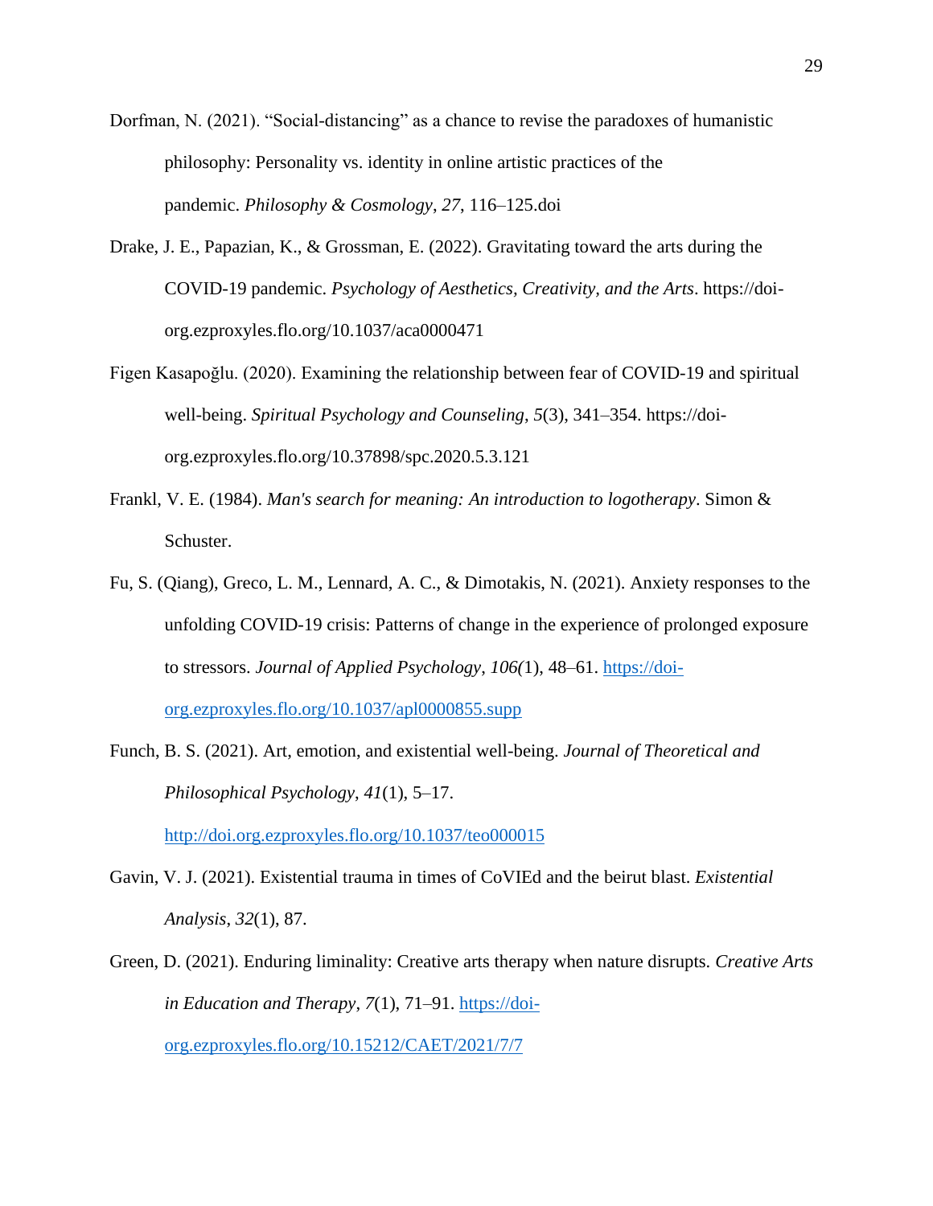Dorfman, N. (2021). "Social-distancing" as a chance to revise the paradoxes of humanistic philosophy: Personality vs. identity in online artistic practices of the pandemic. *Philosophy & Cosmology*, *27*, 116–125.doi

Drake, J. E., Papazian, K., & Grossman, E. (2022). Gravitating toward the arts during the COVID-19 pandemic. *Psychology of Aesthetics, Creativity, and the Arts*. https://doi-org.ezproxyles.flo.org/10.1037/aca0000471

Figen Kasapoğlu. (2020). Examining the relationship between fear of COVID-19 and spiritual well-being. *Spiritual Psychology and Counseling*, *5*(3), 341–354. https://doi-org.ezproxyles.flo.org/10.37898/spc.2020.5.3.121

Frankl, V. E. (1984). *Man's search for meaning: An introduction to logotherapy*. Simon & Schuster.

Fu, S. (Qiang), Greco, L. M., Lennard, A. C., & Dimotakis, N. (2021). Anxiety responses to the unfolding COVID-19 crisis: Patterns of change in the experience of prolonged exposure to stressors. *Journal of Applied Psychology, 106(*1), 48–61. https://doi-org.ezproxyles.flo.org/10.1037/apl0000855.supp

Funch, B. S. (2021). Art, emotion, and existential well-being. *Journal of Theoretical and Philosophical Psychology*, *41*(1), 5–17. http://doi.org.ezproxyles.flo.org/10.1037/teo000015

Gavin, V. J. (2021). Existential trauma in times of CoVIEd and the beirut blast. *Existential Analysis*, *32*(1), 87.

Green, D. (2021). Enduring liminality: Creative arts therapy when nature disrupts. *Creative Arts in Education and Therapy*, *7*(1), 71–91. https://doi-org.ezproxyles.flo.org/10.15212/CAET/2021/7/7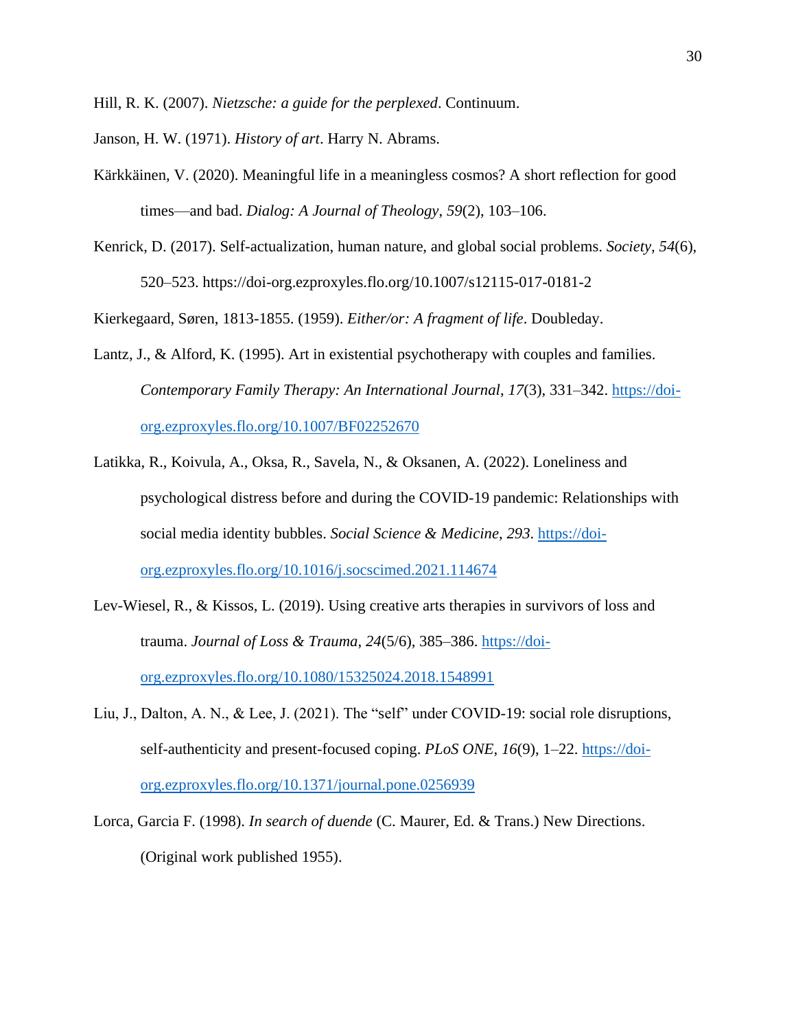Hill, R. K. (2007). *Nietzsche: a guide for the perplexed*. Continuum.

Janson, H. W. (1971). *History of art*. Harry N. Abrams.

Kärkkäinen, V. (2020). Meaningful life in a meaningless cosmos? A short reflection for good times—and bad. *Dialog: A Journal of Theology*, *59*(2), 103–106.

Kenrick, D. (2017). Self-actualization, human nature, and global social problems. *Society*, *54*(6), 520–523. https://doi-org.ezproxyles.flo.org/10.1007/s12115-017-0181-2

Kierkegaard, Søren, 1813-1855. (1959). *Either/or: A fragment of life*. Doubleday.

Lantz, J., & Alford, K. (1995). Art in existential psychotherapy with couples and families. *Contemporary Family Therapy: An International Journal*, *17*(3), 331–342. https://doi-org.ezproxyles.flo.org/10.1007/BF02252670

Latikka, R., Koivula, A., Oksa, R., Savela, N., & Oksanen, A. (2022). Loneliness and psychological distress before and during the COVID-19 pandemic: Relationships with social media identity bubbles. *Social Science & Medicine*, *293*. https://doi-org.ezproxyles.flo.org/10.1016/j.socscimed.2021.114674

Lev-Wiesel, R., & Kissos, L. (2019). Using creative arts therapies in survivors of loss and trauma. *Journal of Loss & Trauma*, *24*(5/6), 385–386. https://doi-org.ezproxyles.flo.org/10.1080/15325024.2018.1548991

Liu, J., Dalton, A. N., & Lee, J. (2021). The "self" under COVID-19: social role disruptions, self-authenticity and present-focused coping. *PLoS ONE*, *16*(9), 1–22. https://doi-org.ezproxyles.flo.org/10.1371/journal.pone.0256939

Lorca, Garcia F. (1998). *In search of duende* (C. Maurer, Ed. & Trans.) New Directions. (Original work published 1955).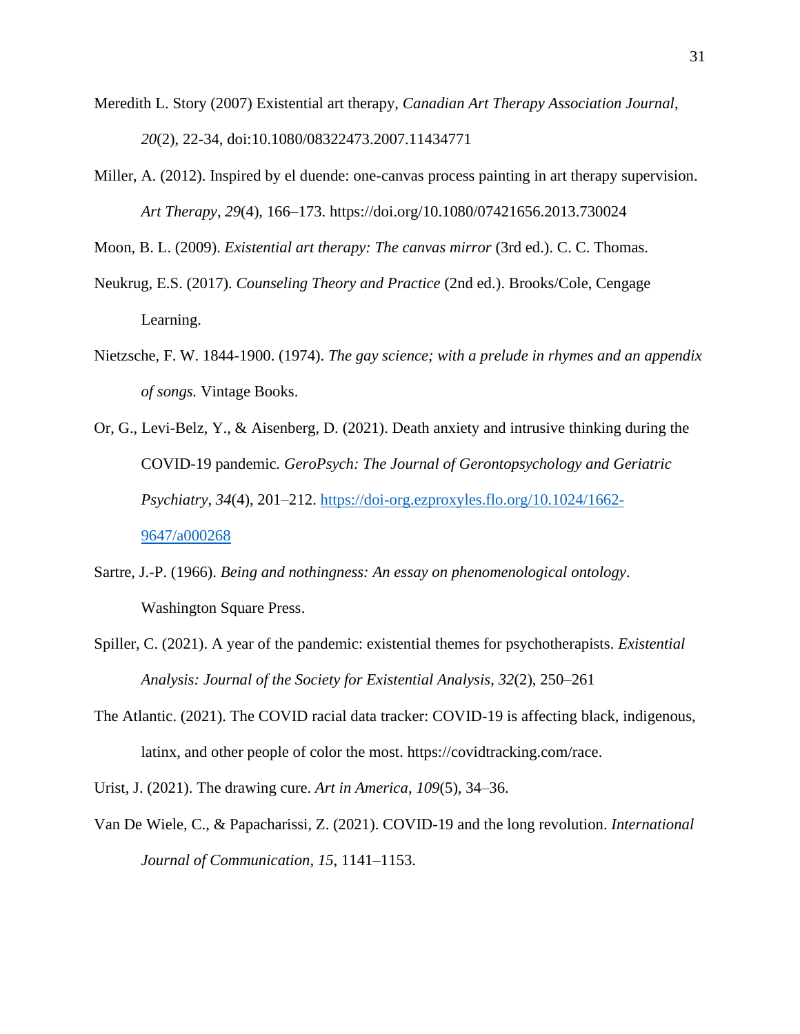Meredith L. Story (2007) Existential art therapy, *Canadian Art Therapy Association Journal*, *20*(2), 22-34, doi:10.1080/08322473.2007.11434771

Miller, A. (2012). Inspired by el duende: one-canvas process painting in art therapy supervision. *Art Therapy*, *29*(4), 166–173. https://doi.org/10.1080/07421656.2013.730024

Moon, B. L. (2009). *Existential art therapy: The canvas mirror* (3rd ed.). C. C. Thomas.

Neukrug, E.S. (2017). *Counseling Theory and Practice* (2nd ed.). Brooks/Cole, Cengage Learning.

Nietzsche, F. W. 1844-1900. (1974). *The gay science; with a prelude in rhymes and an appendix of songs.* Vintage Books.

Or, G., Levi-Belz, Y., & Aisenberg, D. (2021). Death anxiety and intrusive thinking during the COVID-19 pandemic. *GeroPsych: The Journal of Gerontopsychology and Geriatric Psychiatry*, *34*(4), 201–212. https://doi-org.ezproxyles.flo.org/10.1024/1662-9647/a000268

Sartre, J.-P. (1966). *Being and nothingness: An essay on phenomenological ontology*. Washington Square Press.

Spiller, C. (2021). A year of the pandemic: existential themes for psychotherapists. *Existential Analysis: Journal of the Society for Existential Analysis*, *32*(2), 250–261

The Atlantic. (2021). The COVID racial data tracker: COVID-19 is affecting black, indigenous, latinx, and other people of color the most. https://covidtracking.com/race.

Urist, J. (2021). The drawing cure. *Art in America*, *109*(5), 34–36.

Van De Wiele, C., & Papacharissi, Z. (2021). COVID-19 and the long revolution. *International Journal of Communication*, *15*, 1141–1153.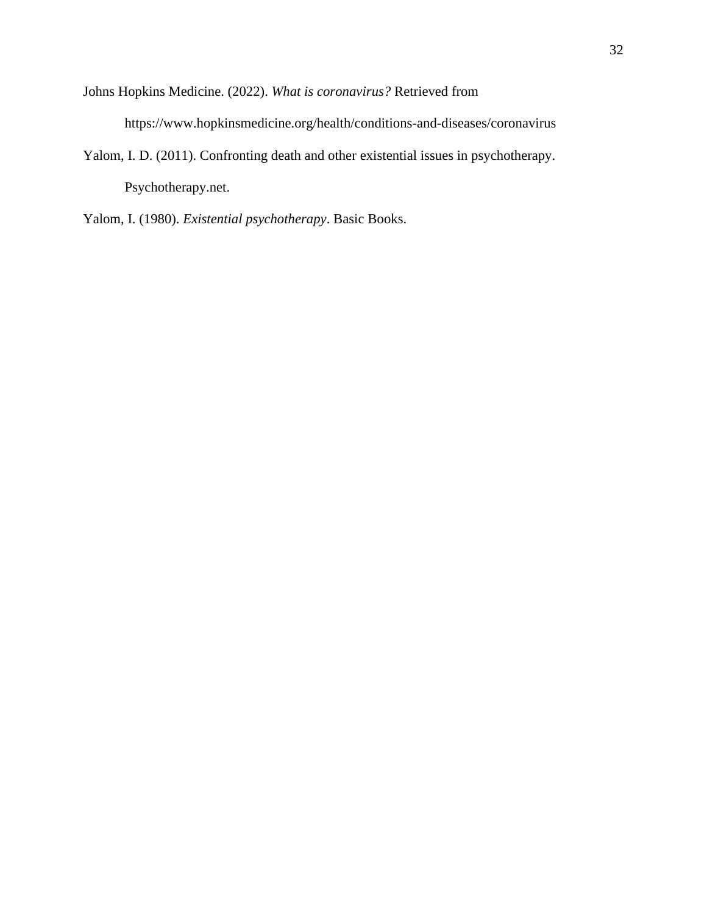Johns Hopkins Medicine. (2022). *What is coronavirus?* Retrieved from https://www.hopkinsmedicine.org/health/conditions-and-diseases/coronavirus

Yalom, I. D. (2011). Confronting death and other existential issues in psychotherapy. Psychotherapy.net.

Yalom, I. (1980). *Existential psychotherapy*. Basic Books.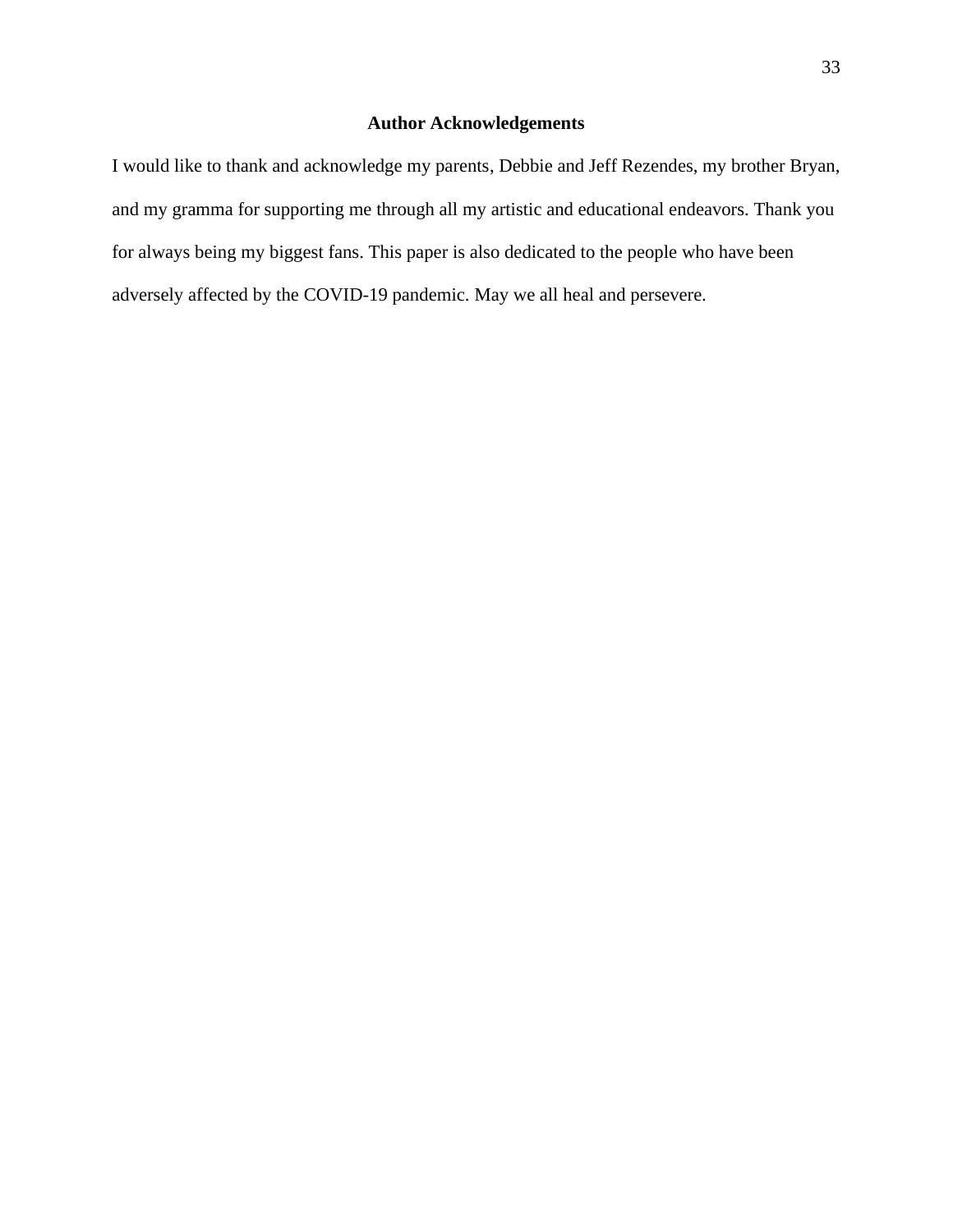## Author Acknowledgements

I would like to thank and acknowledge my parents, Debbie and Jeff Rezendes, my brother Bryan, and my gramma for supporting me through all my artistic and educational endeavors. Thank you for always being my biggest fans. This paper is also dedicated to the people who have been adversely affected by the COVID-19 pandemic. May we all heal and persevere.